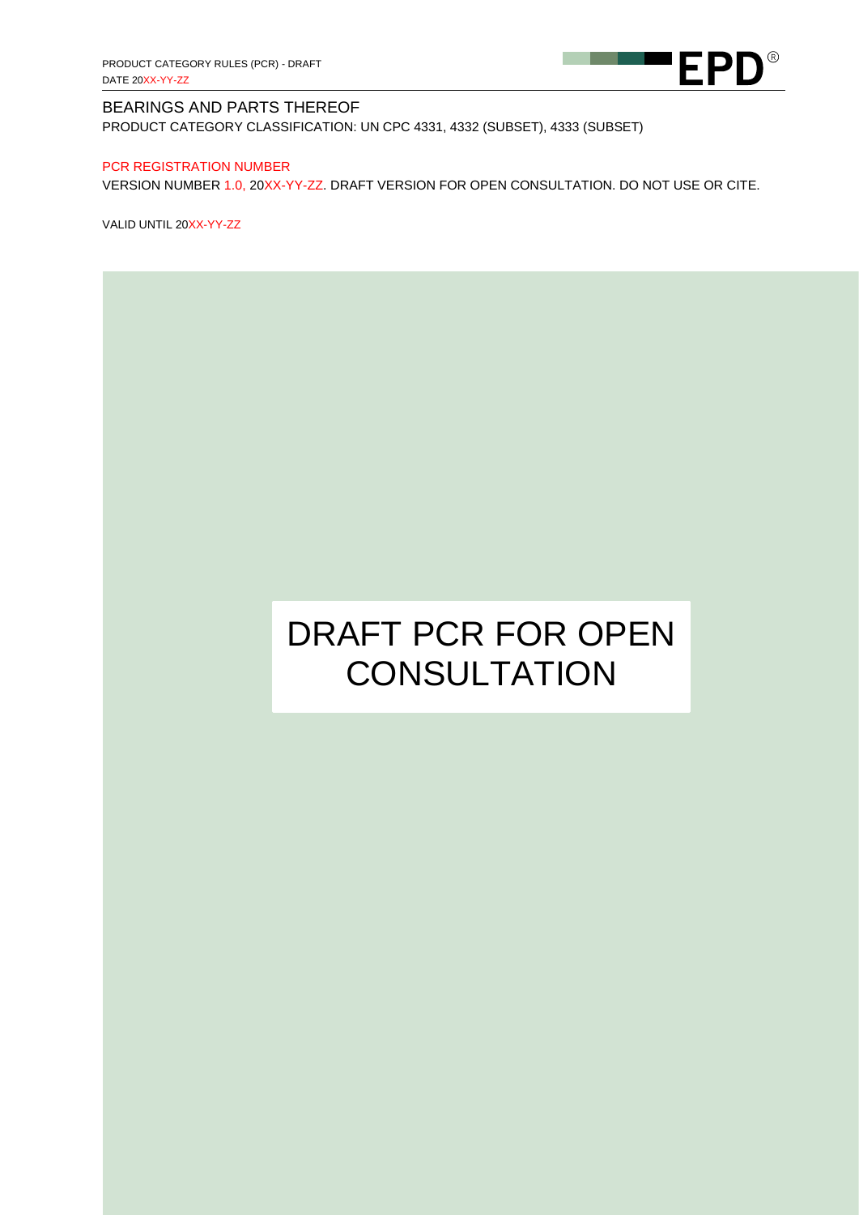PRODUCT CATEGORY RULES (PCR) - DRAFT
DATE 20XX-YY-ZZ

# BEARINGS AND PARTS THEREOF

PRODUCT CATEGORY CLASSIFICATION: UN CPC 4331, 4332 (SUBSET), 4333 (SUBSET)

PCR REGISTRATION NUMBER

VERSION NUMBER 1.0, 20XX-YY-ZZ. DRAFT VERSION FOR OPEN CONSULTATION. DO NOT USE OR CITE.

VALID UNTIL 20XX-YY-ZZ

# DRAFT PCR FOR OPEN CONSULTATION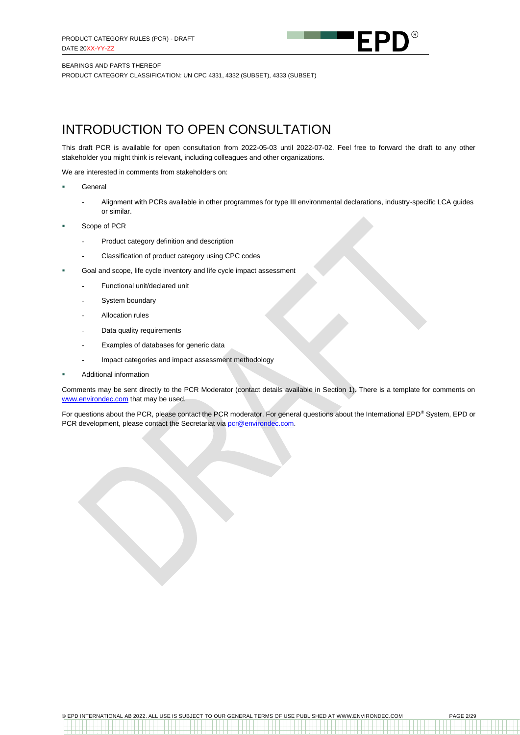# INTRODUCTION TO OPEN CONSULTATION

This draft PCR is available for open consultation from 2022-05-03 until 2022-07-02. Feel free to forward the draft to any other stakeholder you might think is relevant, including colleagues and other organizations.

We are interested in comments from stakeholders on:

- General
  - Alignment with PCRs available in other programmes for type III environmental declarations, industry-specific LCA guides or similar.
- Scope of PCR
  - Product category definition and description
  - Classification of product category using CPC codes
- Goal and scope, life cycle inventory and life cycle impact assessment
  - Functional unit/declared unit
  - System boundary
  - Allocation rules
  - Data quality requirements
  - Examples of databases for generic data
  - Impact categories and impact assessment methodology
- Additional information

Comments may be sent directly to the PCR Moderator (contact details available in Section 1). There is a template for comments on www.environdec.com that may be used.

For questions about the PCR, please contact the PCR moderator. For general questions about the International EPD® System, EPD or PCR development, please contact the Secretariat via pcr@environdec.com.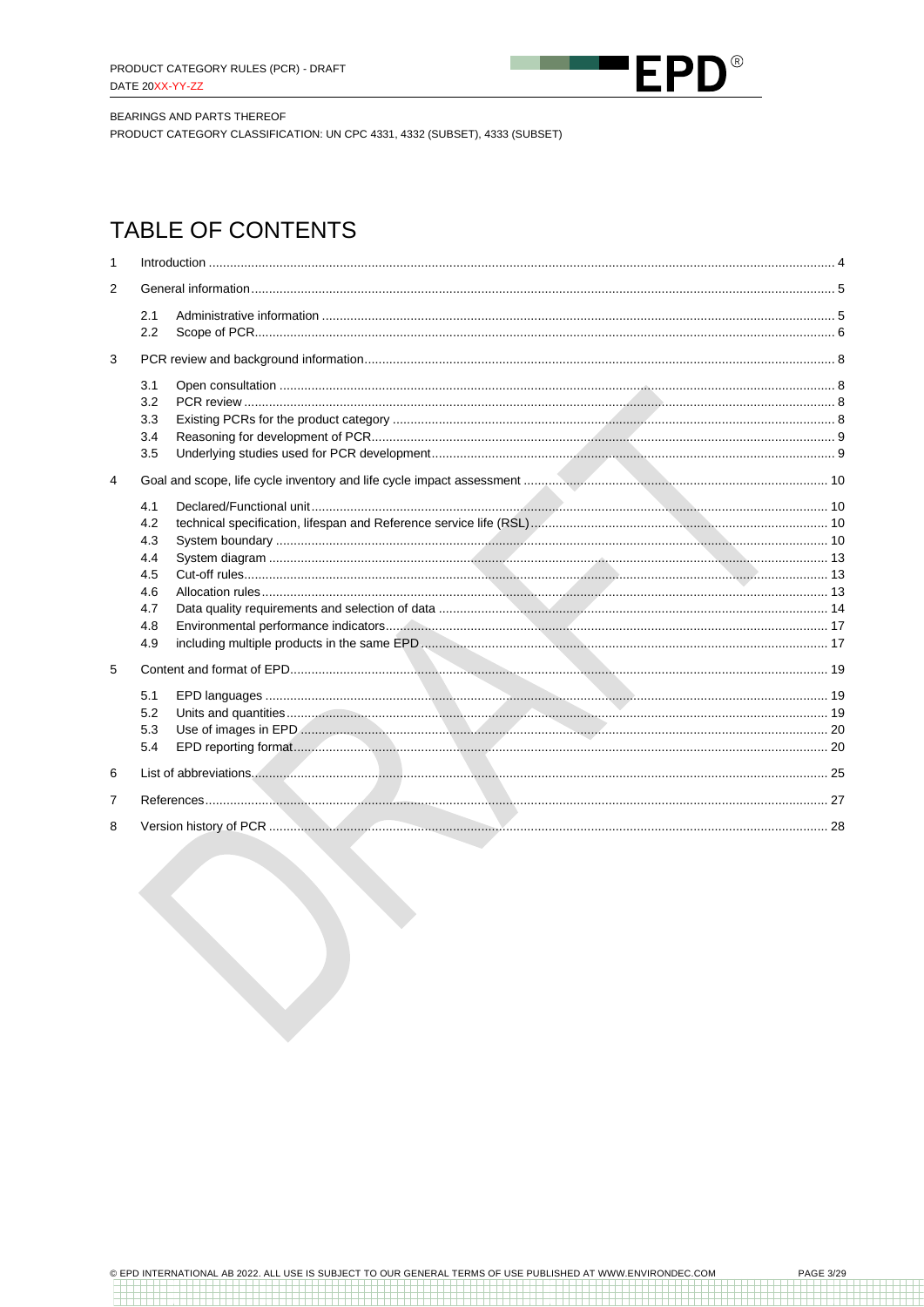BEARINGS AND PARTS THEREOF

PRODUCT CATEGORY CLASSIFICATION: UN CPC 4331, 4332 (SUBSET), 4333 (SUBSET)

# TABLE OF CONTENTS

1 Introduction ..... 4

2 General information ..... 5

- 2.1 Administrative information ..... 5
- 2.2 Scope of PCR ..... 6

3 PCR review and background information ..... 8

- 3.1 Open consultation ..... 8
- 3.2 PCR review ..... 8
- 3.3 Existing PCRs for the product category ..... 8
- 3.4 Reasoning for development of PCR ..... 9
- 3.5 Underlying studies used for PCR development ..... 9

4 Goal and scope, life cycle inventory and life cycle impact assessment ..... 10

- 4.1 Declared/Functional unit ..... 10
- 4.2 technical specification, lifespan and Reference service life (RSL) ..... 10
- 4.3 System boundary ..... 10
- 4.4 System diagram ..... 13
- 4.5 Cut-off rules ..... 13
- 4.6 Allocation rules ..... 13
- 4.7 Data quality requirements and selection of data ..... 14
- 4.8 Environmental performance indicators ..... 17
- 4.9 including multiple products in the same EPD ..... 17

5 Content and format of EPD ..... 19

- 5.1 EPD languages ..... 19
- 5.2 Units and quantities ..... 19
- 5.3 Use of images in EPD ..... 20
- 5.4 EPD reporting format ..... 20

6 List of abbreviations ..... 25

7 References ..... 27

8 Version history of PCR ..... 28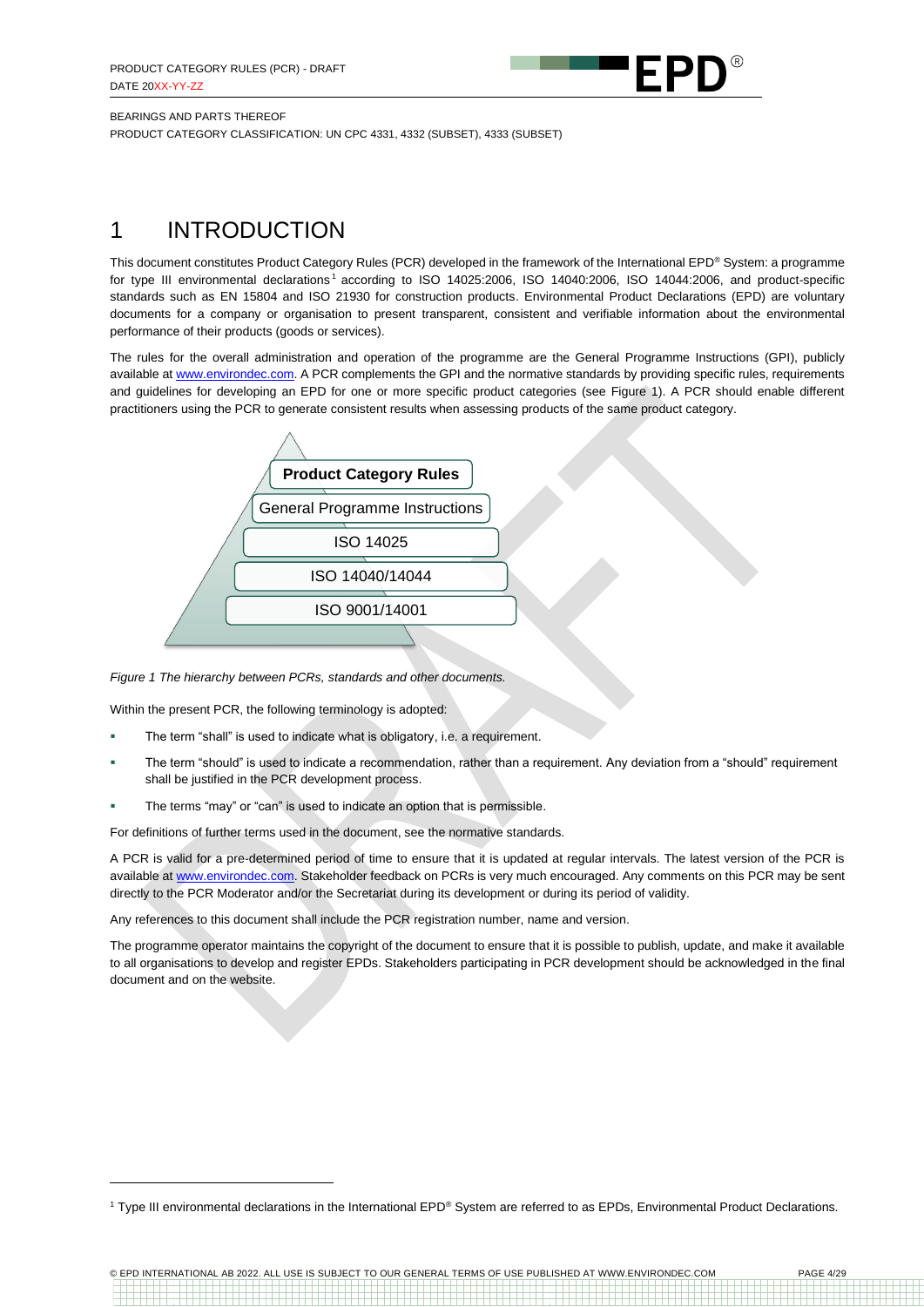BEARINGS AND PARTS THEREOF
PRODUCT CATEGORY CLASSIFICATION: UN CPC 4331, 4332 (SUBSET), 4333 (SUBSET)

# 1 INTRODUCTION

This document constitutes Product Category Rules (PCR) developed in the framework of the International EPD® System: a programme for type III environmental declarations[1] according to ISO 14025:2006, ISO 14040:2006, ISO 14044:2006, and product-specific standards such as EN 15804 and ISO 21930 for construction products. Environmental Product Declarations (EPD) are voluntary documents for a company or organisation to present transparent, consistent and verifiable information about the environmental performance of their products (goods or services).

The rules for the overall administration and operation of the programme are the General Programme Instructions (GPI), publicly available at www.environdec.com. A PCR complements the GPI and the normative standards by providing specific rules, requirements and guidelines for developing an EPD for one or more specific product categories (see Figure 1). A PCR should enable different practitioners using the PCR to generate consistent results when assessing products of the same product category.

- **Product Category Rules**
- General Programme Instructions
- ISO 14025
- ISO 14040/14044
- ISO 9001/14001

*Figure 1 The hierarchy between PCRs, standards and other documents.*

Within the present PCR, the following terminology is adopted:

- The term "shall" is used to indicate what is obligatory, i.e. a requirement.
- The term "should" is used to indicate a recommendation, rather than a requirement. Any deviation from a "should" requirement shall be justified in the PCR development process.
- The terms "may" or "can" is used to indicate an option that is permissible.

For definitions of further terms used in the document, see the normative standards.

A PCR is valid for a pre-determined period of time to ensure that it is updated at regular intervals. The latest version of the PCR is available at www.environdec.com. Stakeholder feedback on PCRs is very much encouraged. Any comments on this PCR may be sent directly to the PCR Moderator and/or the Secretariat during its development or during its period of validity.

Any references to this document shall include the PCR registration number, name and version.

The programme operator maintains the copyright of the document to ensure that it is possible to publish, update, and make it available to all organisations to develop and register EPDs. Stakeholders participating in PCR development should be acknowledged in the final document and on the website.

[1] Type III environmental declarations in the International EPD® System are referred to as EPDs, Environmental Product Declarations.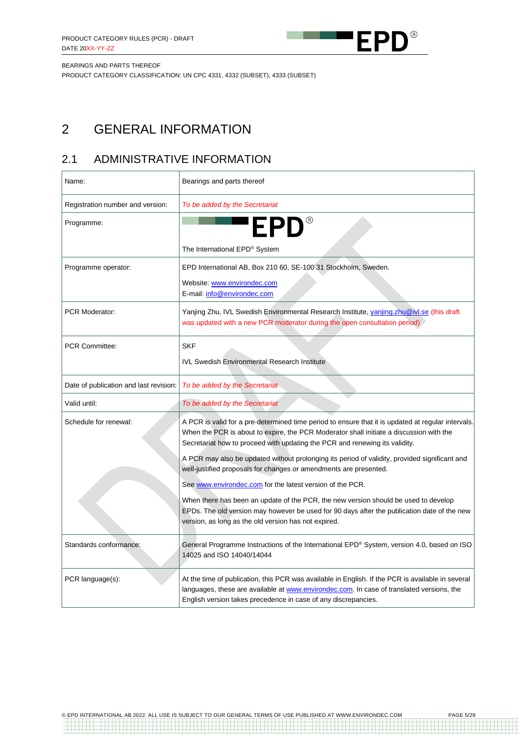# 2 GENERAL INFORMATION

## 2.1 ADMINISTRATIVE INFORMATION

| | |
|---|---|
| Name: | Bearings and parts thereof |
| Registration number and version: | *To be added by the Secretariat* |
| Programme: | EPD®<br><br>The International EPD® System |
| Programme operator: | EPD International AB, Box 210 60, SE-100 31 Stockholm, Sweden.<br><br>Website: www.environdec.com<br>E-mail: info@environdec.com |
| PCR Moderator: | Yanjing Zhu, IVL Swedish Environmental Research Institute, yanjing.zhu@ivl.se (this draft was updated with a new PCR moderator during the open consultation period) |
| PCR Committee: | SKF<br><br>IVL Swedish Environmental Research Institute |
| Date of publication and last revision: | *To be added by the Secretariat* |
| Valid until: | *To be added by the Secretariat* |
| Schedule for renewal: | A PCR is valid for a pre-determined time period to ensure that it is updated at regular intervals. When the PCR is about to expire, the PCR Moderator shall initiate a discussion with the Secretariat how to proceed with updating the PCR and renewing its validity.<br><br>A PCR may also be updated without prolonging its period of validity, provided significant and well-justified proposals for changes or amendments are presented.<br><br>See www.environdec.com for the latest version of the PCR.<br><br>When there has been an update of the PCR, the new version should be used to develop EPDs. The old version may however be used for 90 days after the publication date of the new version, as long as the old version has not expired. |
| Standards conformance: | General Programme Instructions of the International EPD® System, version 4.0, based on ISO 14025 and ISO 14040/14044 |
| PCR language(s): | At the time of publication, this PCR was available in English. If the PCR is available in several languages, these are available at www.environdec.com. In case of translated versions, the English version takes precedence in case of any discrepancies. |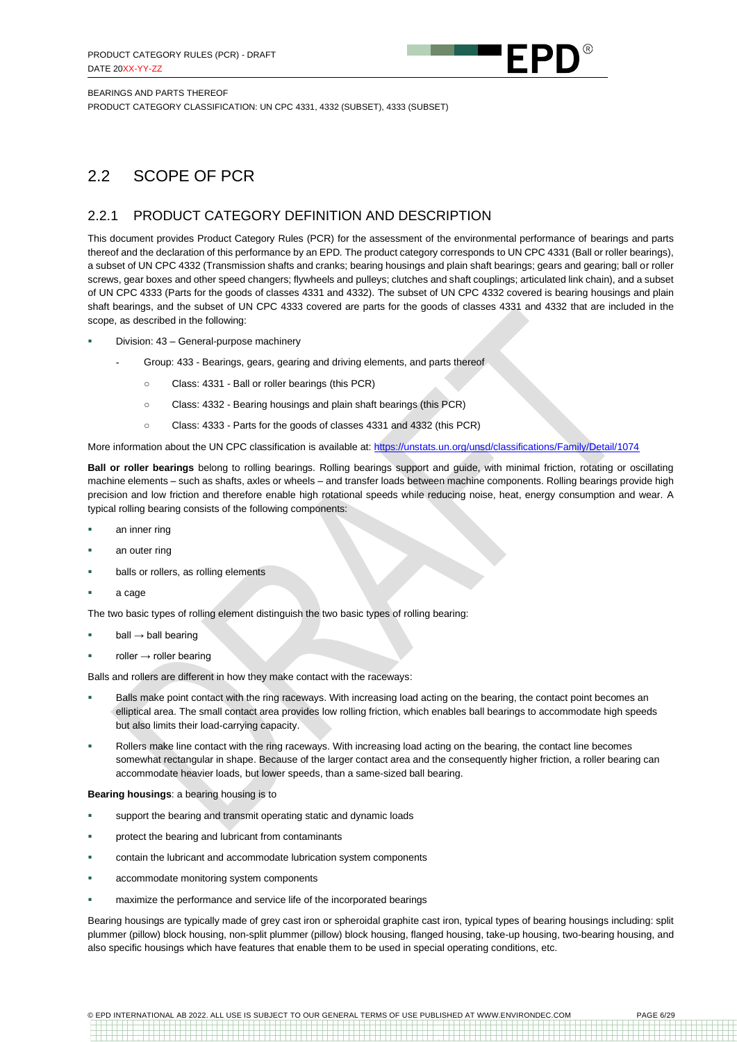## 2.2 SCOPE OF PCR

### 2.2.1 PRODUCT CATEGORY DEFINITION AND DESCRIPTION

This document provides Product Category Rules (PCR) for the assessment of the environmental performance of bearings and parts thereof and the declaration of this performance by an EPD. The product category corresponds to UN CPC 4331 (Ball or roller bearings), a subset of UN CPC 4332 (Transmission shafts and cranks; bearing housings and plain shaft bearings; gears and gearing; ball or roller screws, gear boxes and other speed changers; flywheels and pulleys; clutches and shaft couplings; articulated link chain), and a subset of UN CPC 4333 (Parts for the goods of classes 4331 and 4332). The subset of UN CPC 4332 covered is bearing housings and plain shaft bearings, and the subset of UN CPC 4333 covered are parts for the goods of classes 4331 and 4332 that are included in the scope, as described in the following:

- Division: 43 – General-purpose machinery
  - Group: 433 - Bearings, gears, gearing and driving elements, and parts thereof
    - Class: 4331 - Ball or roller bearings (this PCR)
    - Class: 4332 - Bearing housings and plain shaft bearings (this PCR)
    - Class: 4333 - Parts for the goods of classes 4331 and 4332 (this PCR)

More information about the UN CPC classification is available at: https://unstats.un.org/unsd/classifications/Family/Detail/1074

**Ball or roller bearings** belong to rolling bearings. Rolling bearings support and guide, with minimal friction, rotating or oscillating machine elements – such as shafts, axles or wheels – and transfer loads between machine components. Rolling bearings provide high precision and low friction and therefore enable high rotational speeds while reducing noise, heat, energy consumption and wear. A typical rolling bearing consists of the following components:

- an inner ring
- an outer ring
- balls or rollers, as rolling elements
- a cage

The two basic types of rolling element distinguish the two basic types of rolling bearing:

- ball → ball bearing
- roller → roller bearing

Balls and rollers are different in how they make contact with the raceways:

- Balls make point contact with the ring raceways. With increasing load acting on the bearing, the contact point becomes an elliptical area. The small contact area provides low rolling friction, which enables ball bearings to accommodate high speeds but also limits their load-carrying capacity.
- Rollers make line contact with the ring raceways. With increasing load acting on the bearing, the contact line becomes somewhat rectangular in shape. Because of the larger contact area and the consequently higher friction, a roller bearing can accommodate heavier loads, but lower speeds, than a same-sized ball bearing.

**Bearing housings**: a bearing housing is to

- support the bearing and transmit operating static and dynamic loads
- protect the bearing and lubricant from contaminants
- contain the lubricant and accommodate lubrication system components
- accommodate monitoring system components
- maximize the performance and service life of the incorporated bearings

Bearing housings are typically made of grey cast iron or spheroidal graphite cast iron, typical types of bearing housings including: split plummer (pillow) block housing, non-split plummer (pillow) block housing, flanged housing, take-up housing, two-bearing housing, and also specific housings which have features that enable them to be used in special operating conditions, etc.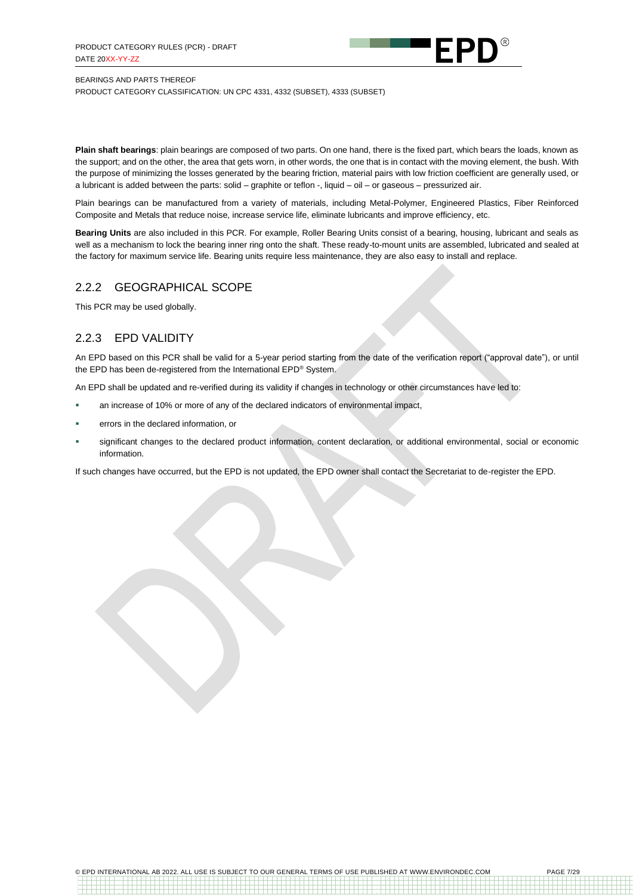**Plain shaft bearings**: plain bearings are composed of two parts. On one hand, there is the fixed part, which bears the loads, known as the support; and on the other, the area that gets worn, in other words, the one that is in contact with the moving element, the bush. With the purpose of minimizing the losses generated by the bearing friction, material pairs with low friction coefficient are generally used, or a lubricant is added between the parts: solid – graphite or teflon -, liquid – oil – or gaseous – pressurized air.

Plain bearings can be manufactured from a variety of materials, including Metal-Polymer, Engineered Plastics, Fiber Reinforced Composite and Metals that reduce noise, increase service life, eliminate lubricants and improve efficiency, etc.

**Bearing Units** are also included in this PCR. For example, Roller Bearing Units consist of a bearing, housing, lubricant and seals as well as a mechanism to lock the bearing inner ring onto the shaft. These ready-to-mount units are assembled, lubricated and sealed at the factory for maximum service life. Bearing units require less maintenance, they are also easy to install and replace.

### 2.2.2 GEOGRAPHICAL SCOPE

This PCR may be used globally.

### 2.2.3 EPD VALIDITY

An EPD based on this PCR shall be valid for a 5-year period starting from the date of the verification report ("approval date"), or until the EPD has been de-registered from the International EPD® System.

An EPD shall be updated and re-verified during its validity if changes in technology or other circumstances have led to:

- an increase of 10% or more of any of the declared indicators of environmental impact,
- errors in the declared information, or
- significant changes to the declared product information, content declaration, or additional environmental, social or economic information.

If such changes have occurred, but the EPD is not updated, the EPD owner shall contact the Secretariat to de-register the EPD.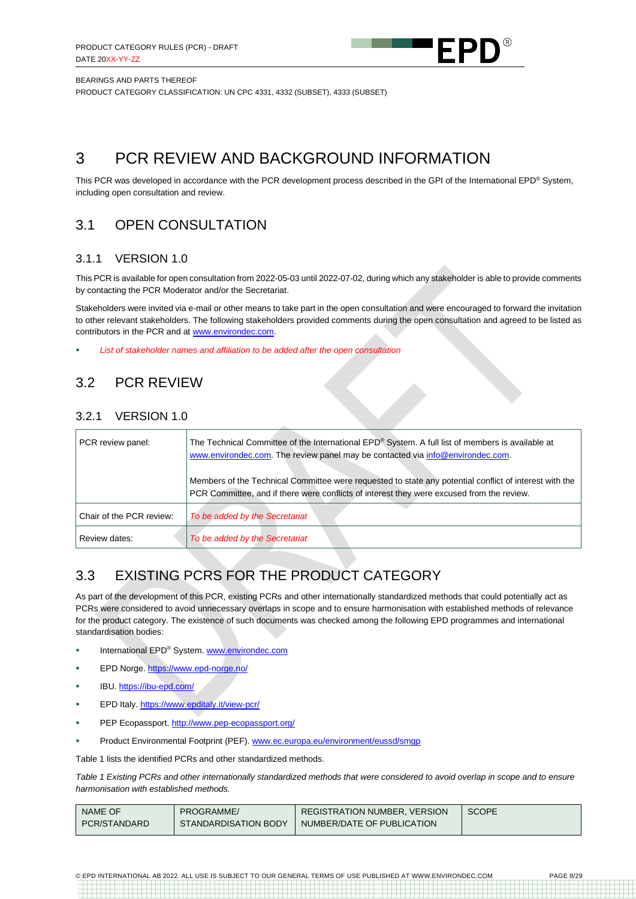# 3 PCR REVIEW AND BACKGROUND INFORMATION

This PCR was developed in accordance with the PCR development process described in the GPI of the International EPD® System, including open consultation and review.

## 3.1 OPEN CONSULTATION

### 3.1.1 VERSION 1.0

This PCR is available for open consultation from 2022-05-03 until 2022-07-02, during which any stakeholder is able to provide comments by contacting the PCR Moderator and/or the Secretariat.

Stakeholders were invited via e-mail or other means to take part in the open consultation and were encouraged to forward the invitation to other relevant stakeholders. The following stakeholders provided comments during the open consultation and agreed to be listed as contributors in the PCR and at www.environdec.com.

- *List of stakeholder names and affiliation to be added after the open consultation*

## 3.2 PCR REVIEW

### 3.2.1 VERSION 1.0

| PCR review panel: | The Technical Committee of the International EPD® System. A full list of members is available at www.environdec.com. The review panel may be contacted via info@environdec.com.<br><br>Members of the Technical Committee were requested to state any potential conflict of interest with the PCR Committee, and if there were conflicts of interest they were excused from the review. |
|---|---|
| Chair of the PCR review: | *To be added by the Secretariat* |
| Review dates: | *To be added by the Secretariat* |

## 3.3 EXISTING PCRS FOR THE PRODUCT CATEGORY

As part of the development of this PCR, existing PCRs and other internationally standardized methods that could potentially act as PCRs were considered to avoid unnecessary overlaps in scope and to ensure harmonisation with established methods of relevance for the product category. The existence of such documents was checked among the following EPD programmes and international standardisation bodies:

- International EPD® System. www.environdec.com
- EPD Norge. https://www.epd-norge.no/
- IBU. https://ibu-epd.com/
- EPD Italy. https://www.epditaly.it/view-pcr/
- PEP Ecopassport. http://www.pep-ecopassport.org/
- Product Environmental Footprint (PEF). www.ec.europa.eu/environment/eussd/smgp

Table 1 lists the identified PCRs and other standardized methods.

*Table 1 Existing PCRs and other internationally standardized methods that were considered to avoid overlap in scope and to ensure harmonisation with established methods.*

| NAME OF PCR/STANDARD | PROGRAMME/ STANDARDISATION BODY | REGISTRATION NUMBER, VERSION NUMBER/DATE OF PUBLICATION | SCOPE |
|---|---|---|---|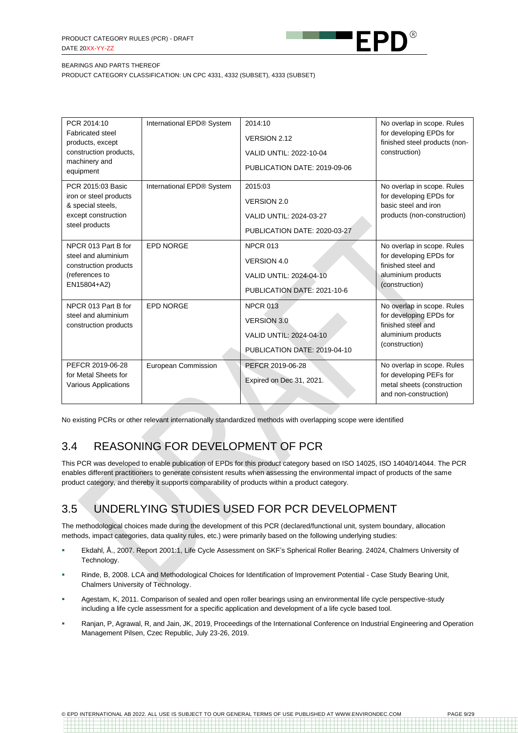| PCR 2014:10 Fabricated steel products, except construction products, machinery and equipment | International EPD® System | 2014:10<br>VERSION 2.12<br>VALID UNTIL: 2022-10-04<br>PUBLICATION DATE: 2019-09-06 | No overlap in scope. Rules for developing EPDs for finished steel products (non-construction) |
|---|---|---|---|
| PCR 2015:03 Basic iron or steel products & special steels, except construction steel products | International EPD® System | 2015:03<br>VERSION 2.0<br>VALID UNTIL: 2024-03-27<br>PUBLICATION DATE: 2020-03-27 | No overlap in scope. Rules for developing EPDs for basic steel and iron products (non-construction) |
| NPCR 013 Part B for steel and aluminium construction products (references to EN15804+A2) | EPD NORGE | NPCR 013<br>VERSION 4.0<br>VALID UNTIL: 2024-04-10<br>PUBLICATION DATE: 2021-10-6 | No overlap in scope. Rules for developing EPDs for finished steel and aluminium products (construction) |
| NPCR 013 Part B for steel and aluminium construction products | EPD NORGE | NPCR 013<br>VERSION 3.0<br>VALID UNTIL: 2024-04-10<br>PUBLICATION DATE: 2019-04-10 | No overlap in scope. Rules for developing EPDs for finished steel and aluminium products (construction) |
| PEFCR 2019-06-28 for Metal Sheets for Various Applications | European Commission | PEFCR 2019-06-28<br>Expired on Dec 31, 2021. | No overlap in scope. Rules for developing PEFs for metal sheets (construction and non-construction) |

No existing PCRs or other relevant internationally standardized methods with overlapping scope were identified

## 3.4 REASONING FOR DEVELOPMENT OF PCR

This PCR was developed to enable publication of EPDs for this product category based on ISO 14025, ISO 14040/14044. The PCR enables different practitioners to generate consistent results when assessing the environmental impact of products of the same product category, and thereby it supports comparability of products within a product category.

## 3.5 UNDERLYING STUDIES USED FOR PCR DEVELOPMENT

The methodological choices made during the development of this PCR (declared/functional unit, system boundary, allocation methods, impact categories, data quality rules, etc.) were primarily based on the following underlying studies:

- Ekdahl, Å., 2007. Report 2001:1, Life Cycle Assessment on SKF's Spherical Roller Bearing. 24024, Chalmers University of Technology.
- Rinde, B, 2008. LCA and Methodological Choices for Identification of Improvement Potential - Case Study Bearing Unit, Chalmers University of Technology.
- Agestam, K, 2011. Comparison of sealed and open roller bearings using an environmental life cycle perspective-study including a life cycle assessment for a specific application and development of a life cycle based tool.
- Ranjan, P, Agrawal, R, and Jain, JK, 2019, Proceedings of the International Conference on Industrial Engineering and Operation Management Pilsen, Czec Republic, July 23-26, 2019.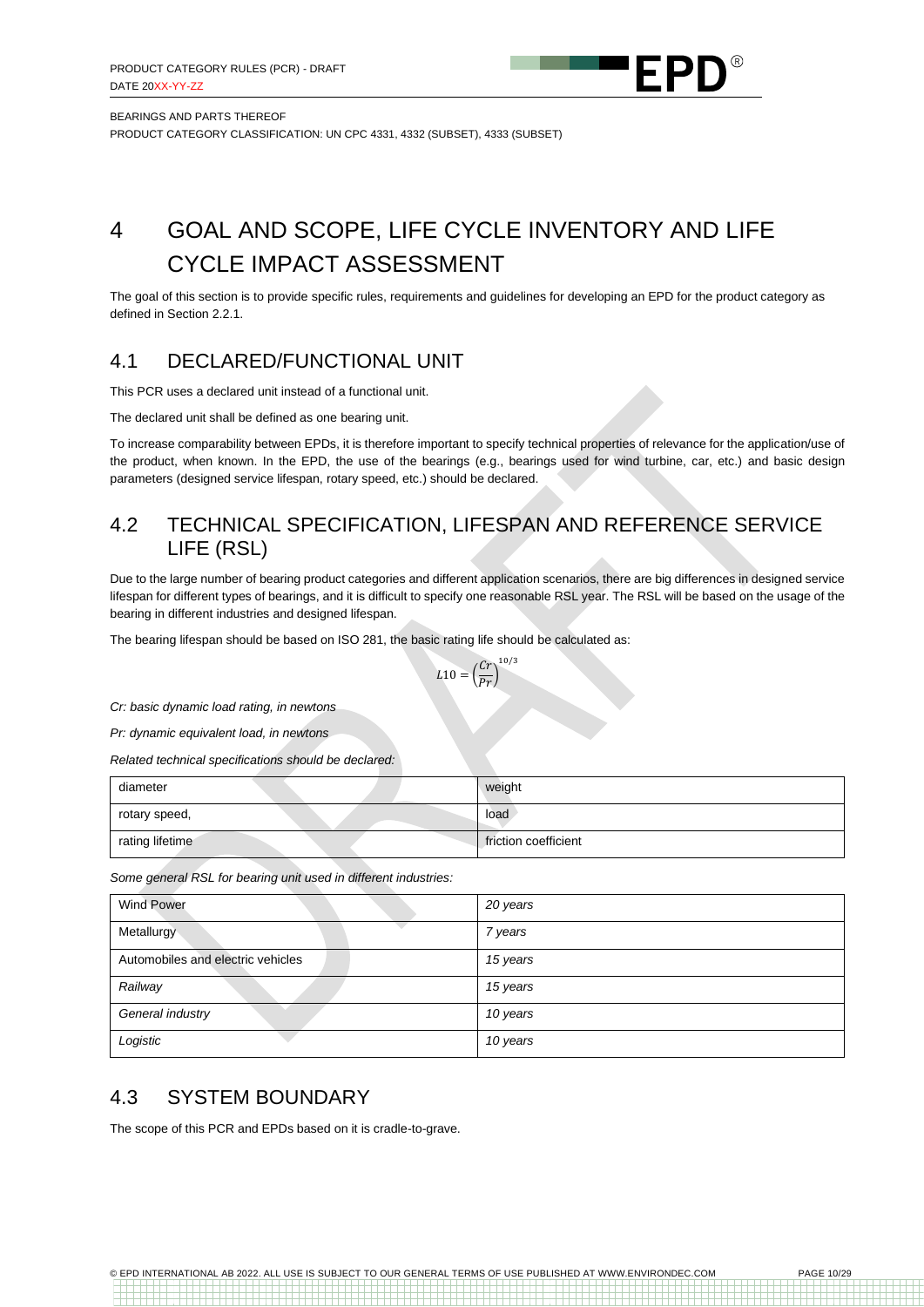// Running header omitted; DRAFT watermark omitted

# 4 GOAL AND SCOPE, LIFE CYCLE INVENTORY AND LIFE CYCLE IMPACT ASSESSMENT

The goal of this section is to provide specific rules, requirements and guidelines for developing an EPD for the product category as defined in Section 2.2.1.

## 4.1 DECLARED/FUNCTIONAL UNIT

This PCR uses a declared unit instead of a functional unit.

The declared unit shall be defined as one bearing unit.

To increase comparability between EPDs, it is therefore important to specify technical properties of relevance for the application/use of the product, when known. In the EPD, the use of the bearings (e.g., bearings used for wind turbine, car, etc.) and basic design parameters (designed service lifespan, rotary speed, etc.) should be declared.

## 4.2 TECHNICAL SPECIFICATION, LIFESPAN AND REFERENCE SERVICE LIFE (RSL)

Due to the large number of bearing product categories and different application scenarios, there are big differences in designed service lifespan for different types of bearings, and it is difficult to specify one reasonable RSL year. The RSL will be based on the usage of the bearing in different industries and designed lifespan.

The bearing lifespan should be based on ISO 281, the basic rating life should be calculated as:

$$L10 = \left(\frac{Cr}{Pr}\right)^{10/3}$$

*Cr: basic dynamic load rating, in newtons*

*Pr: dynamic equivalent load, in newtons*

*Related technical specifications should be declared:*

| | |
|---|---|
| diameter | weight |
| rotary speed, | load |
| rating lifetime | friction coefficient |

*Some general RSL for bearing unit used in different industries:*

| | |
|---|---|
| Wind Power | *20 years* |
| Metallurgy | *7 years* |
| Automobiles and electric vehicles | *15 years* |
| *Railway* | *15 years* |
| *General industry* | *10 years* |
| *Logistic* | *10 years* |

## 4.3 SYSTEM BOUNDARY

The scope of this PCR and EPDs based on it is cradle-to-grave.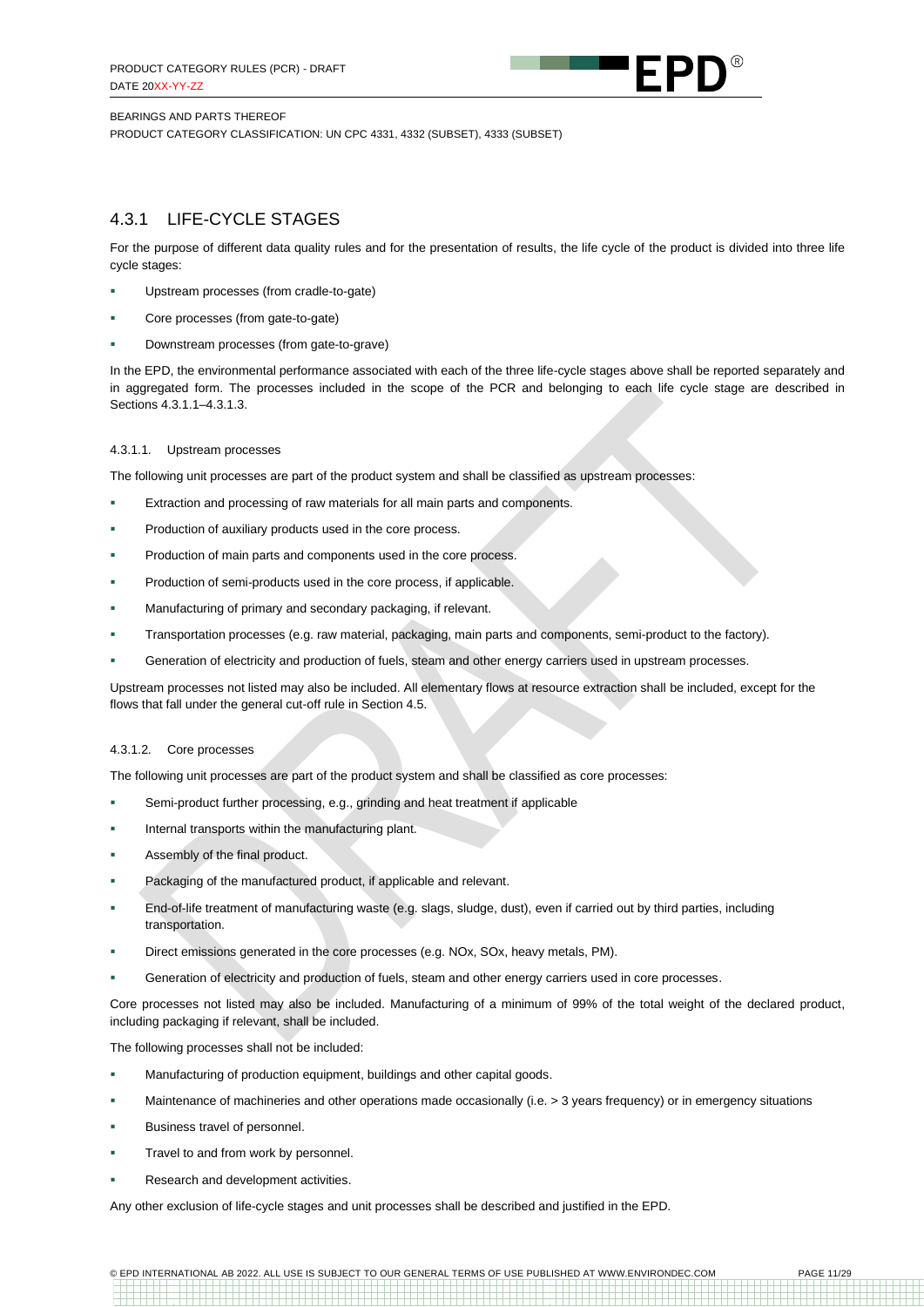## 4.3.1 LIFE-CYCLE STAGES

For the purpose of different data quality rules and for the presentation of results, the life cycle of the product is divided into three life cycle stages:

- Upstream processes (from cradle-to-gate)
- Core processes (from gate-to-gate)
- Downstream processes (from gate-to-grave)

In the EPD, the environmental performance associated with each of the three life-cycle stages above shall be reported separately and in aggregated form. The processes included in the scope of the PCR and belonging to each life cycle stage are described in Sections 4.3.1.1–4.3.1.3.

### 4.3.1.1. Upstream processes

The following unit processes are part of the product system and shall be classified as upstream processes:

- Extraction and processing of raw materials for all main parts and components.
- Production of auxiliary products used in the core process.
- Production of main parts and components used in the core process.
- Production of semi-products used in the core process, if applicable.
- Manufacturing of primary and secondary packaging, if relevant.
- Transportation processes (e.g. raw material, packaging, main parts and components, semi-product to the factory).
- Generation of electricity and production of fuels, steam and other energy carriers used in upstream processes.

Upstream processes not listed may also be included. All elementary flows at resource extraction shall be included, except for the flows that fall under the general cut-off rule in Section 4.5.

### 4.3.1.2. Core processes

The following unit processes are part of the product system and shall be classified as core processes:

- Semi-product further processing, e.g., grinding and heat treatment if applicable
- Internal transports within the manufacturing plant.
- Assembly of the final product.
- Packaging of the manufactured product, if applicable and relevant.
- End-of-life treatment of manufacturing waste (e.g. slags, sludge, dust), even if carried out by third parties, including transportation.
- Direct emissions generated in the core processes (e.g. $NO_x$, $SO_x$, heavy metals, PM).
- Generation of electricity and production of fuels, steam and other energy carriers used in core processes.

Core processes not listed may also be included. Manufacturing of a minimum of 99% of the total weight of the declared product, including packaging if relevant, shall be included.

The following processes shall not be included:

- Manufacturing of production equipment, buildings and other capital goods.
- Maintenance of machineries and other operations made occasionally (i.e. > 3 years frequency) or in emergency situations
- Business travel of personnel.
- Travel to and from work by personnel.
- Research and development activities.

Any other exclusion of life-cycle stages and unit processes shall be described and justified in the EPD.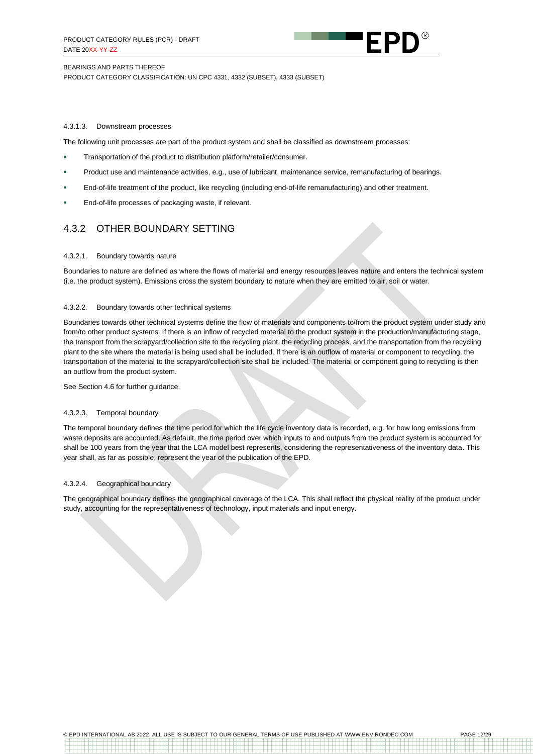#### 4.3.1.3. Downstream processes

The following unit processes are part of the product system and shall be classified as downstream processes:

- Transportation of the product to distribution platform/retailer/consumer.
- Product use and maintenance activities, e.g., use of lubricant, maintenance service, remanufacturing of bearings.
- End-of-life treatment of the product, like recycling (including end-of-life remanufacturing) and other treatment.
- End-of-life processes of packaging waste, if relevant.

## 4.3.2 OTHER BOUNDARY SETTING

#### 4.3.2.1. Boundary towards nature

Boundaries to nature are defined as where the flows of material and energy resources leaves nature and enters the technical system (i.e. the product system). Emissions cross the system boundary to nature when they are emitted to air, soil or water.

#### 4.3.2.2. Boundary towards other technical systems

Boundaries towards other technical systems define the flow of materials and components to/from the product system under study and from/to other product systems. If there is an inflow of recycled material to the product system in the production/manufacturing stage, the transport from the scrapyard/collection site to the recycling plant, the recycling process, and the transportation from the recycling plant to the site where the material is being used shall be included. If there is an outflow of material or component to recycling, the transportation of the material to the scrapyard/collection site shall be included. The material or component going to recycling is then an outflow from the product system.

See Section 4.6 for further guidance.

#### 4.3.2.3. Temporal boundary

The temporal boundary defines the time period for which the life cycle inventory data is recorded, e.g. for how long emissions from waste deposits are accounted. As default, the time period over which inputs to and outputs from the product system is accounted for shall be 100 years from the year that the LCA model best represents, considering the representativeness of the inventory data. This year shall, as far as possible, represent the year of the publication of the EPD.

#### 4.3.2.4. Geographical boundary

The geographical boundary defines the geographical coverage of the LCA. This shall reflect the physical reality of the product under study, accounting for the representativeness of technology, input materials and input energy.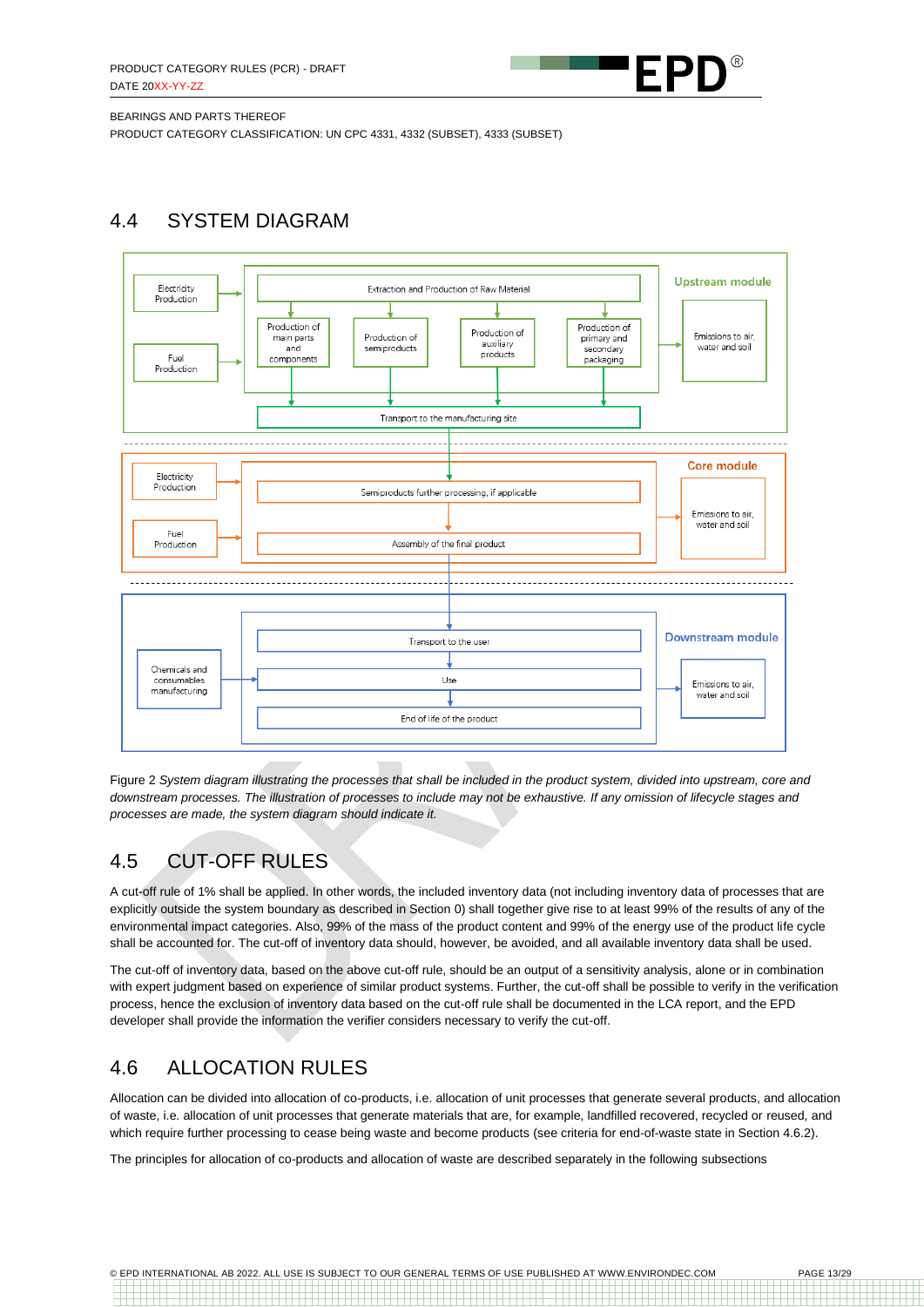## 4.4 SYSTEM DIAGRAM

Figure 2 *System diagram illustrating the processes that shall be included in the product system, divided into upstream, core and downstream processes. The illustration of processes to include may not be exhaustive. If any omission of lifecycle stages and processes are made, the system diagram should indicate it.*

## 4.5 CUT-OFF RULES

A cut-off rule of 1% shall be applied. In other words, the included inventory data (not including inventory data of processes that are explicitly outside the system boundary as described in Section 0) shall together give rise to at least 99% of the results of any of the environmental impact categories. Also, 99% of the mass of the product content and 99% of the energy use of the product life cycle shall be accounted for. The cut-off of inventory data should, however, be avoided, and all available inventory data shall be used.

The cut-off of inventory data, based on the above cut-off rule, should be an output of a sensitivity analysis, alone or in combination with expert judgment based on experience of similar product systems. Further, the cut-off shall be possible to verify in the verification process, hence the exclusion of inventory data based on the cut-off rule shall be documented in the LCA report, and the EPD developer shall provide the information the verifier considers necessary to verify the cut-off.

## 4.6 ALLOCATION RULES

Allocation can be divided into allocation of co-products, i.e. allocation of unit processes that generate several products, and allocation of waste, i.e. allocation of unit processes that generate materials that are, for example, landfilled recovered, recycled or reused, and which require further processing to cease being waste and become products (see criteria for end-of-waste state in Section 4.6.2).

The principles for allocation of co-products and allocation of waste are described separately in the following subsections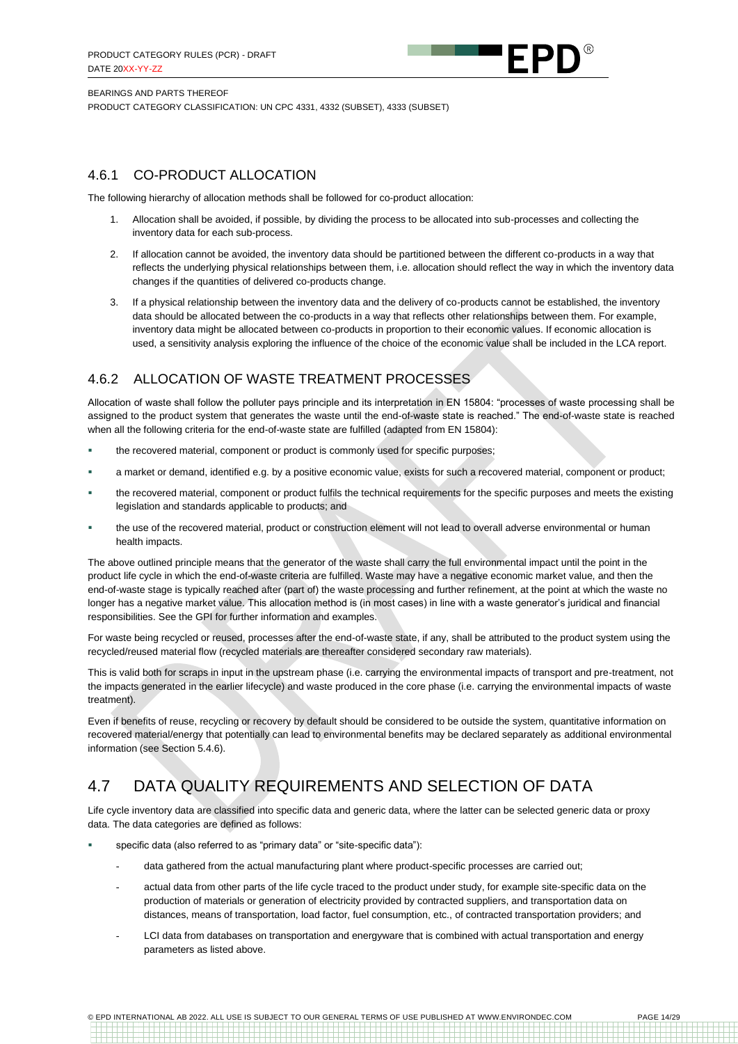### 4.6.1 CO-PRODUCT ALLOCATION

The following hierarchy of allocation methods shall be followed for co-product allocation:

1. Allocation shall be avoided, if possible, by dividing the process to be allocated into sub-processes and collecting the inventory data for each sub-process.
2. If allocation cannot be avoided, the inventory data should be partitioned between the different co-products in a way that reflects the underlying physical relationships between them, i.e. allocation should reflect the way in which the inventory data changes if the quantities of delivered co-products change.
3. If a physical relationship between the inventory data and the delivery of co-products cannot be established, the inventory data should be allocated between the co-products in a way that reflects other relationships between them. For example, inventory data might be allocated between co-products in proportion to their economic values. If economic allocation is used, a sensitivity analysis exploring the influence of the choice of the economic value shall be included in the LCA report.

### 4.6.2 ALLOCATION OF WASTE TREATMENT PROCESSES

Allocation of waste shall follow the polluter pays principle and its interpretation in EN 15804: "processes of waste processing shall be assigned to the product system that generates the waste until the end-of-waste state is reached." The end-of-waste state is reached when all the following criteria for the end-of-waste state are fulfilled (adapted from EN 15804):

- the recovered material, component or product is commonly used for specific purposes;
- a market or demand, identified e.g. by a positive economic value, exists for such a recovered material, component or product;
- the recovered material, component or product fulfils the technical requirements for the specific purposes and meets the existing legislation and standards applicable to products; and
- the use of the recovered material, product or construction element will not lead to overall adverse environmental or human health impacts.

The above outlined principle means that the generator of the waste shall carry the full environmental impact until the point in the product life cycle in which the end-of-waste criteria are fulfilled. Waste may have a negative economic market value, and then the end-of-waste stage is typically reached after (part of) the waste processing and further refinement, at the point at which the waste no longer has a negative market value. This allocation method is (in most cases) in line with a waste generator's juridical and financial responsibilities. See the GPI for further information and examples.

For waste being recycled or reused, processes after the end-of-waste state, if any, shall be attributed to the product system using the recycled/reused material flow (recycled materials are thereafter considered secondary raw materials).

This is valid both for scraps in input in the upstream phase (i.e. carrying the environmental impacts of transport and pre-treatment, not the impacts generated in the earlier lifecycle) and waste produced in the core phase (i.e. carrying the environmental impacts of waste treatment).

Even if benefits of reuse, recycling or recovery by default should be considered to be outside the system, quantitative information on recovered material/energy that potentially can lead to environmental benefits may be declared separately as additional environmental information (see Section 5.4.6).

## 4.7 DATA QUALITY REQUIREMENTS AND SELECTION OF DATA

Life cycle inventory data are classified into specific data and generic data, where the latter can be selected generic data or proxy data. The data categories are defined as follows:

- specific data (also referred to as "primary data" or "site-specific data"):
  - data gathered from the actual manufacturing plant where product-specific processes are carried out;
  - actual data from other parts of the life cycle traced to the product under study, for example site-specific data on the production of materials or generation of electricity provided by contracted suppliers, and transportation data on distances, means of transportation, load factor, fuel consumption, etc., of contracted transportation providers; and
  - LCI data from databases on transportation and energyware that is combined with actual transportation and energy parameters as listed above.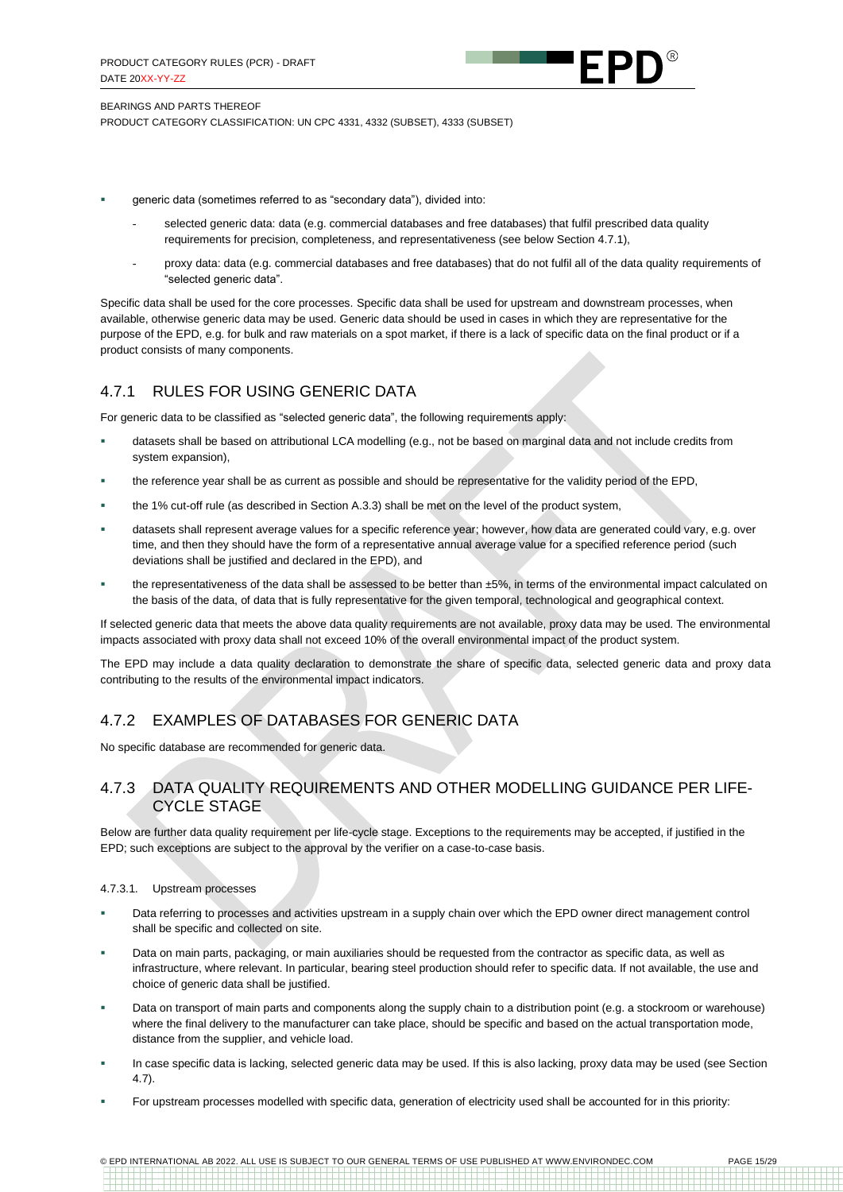- generic data (sometimes referred to as "secondary data"), divided into:
  - selected generic data: data (e.g. commercial databases and free databases) that fulfil prescribed data quality requirements for precision, completeness, and representativeness (see below Section 4.7.1),
  - proxy data: data (e.g. commercial databases and free databases) that do not fulfil all of the data quality requirements of "selected generic data".

Specific data shall be used for the core processes. Specific data shall be used for upstream and downstream processes, when available, otherwise generic data may be used. Generic data should be used in cases in which they are representative for the purpose of the EPD, e.g. for bulk and raw materials on a spot market, if there is a lack of specific data on the final product or if a product consists of many components.

## 4.7.1 RULES FOR USING GENERIC DATA

For generic data to be classified as "selected generic data", the following requirements apply:

- datasets shall be based on attributional LCA modelling (e.g., not be based on marginal data and not include credits from system expansion),
- the reference year shall be as current as possible and should be representative for the validity period of the EPD,
- the 1% cut-off rule (as described in Section A.3.3) shall be met on the level of the product system,
- datasets shall represent average values for a specific reference year; however, how data are generated could vary, e.g. over time, and then they should have the form of a representative annual average value for a specified reference period (such deviations shall be justified and declared in the EPD), and
- the representativeness of the data shall be assessed to be better than ±5%, in terms of the environmental impact calculated on the basis of the data, of data that is fully representative for the given temporal, technological and geographical context.

If selected generic data that meets the above data quality requirements are not available, proxy data may be used. The environmental impacts associated with proxy data shall not exceed 10% of the overall environmental impact of the product system.

The EPD may include a data quality declaration to demonstrate the share of specific data, selected generic data and proxy data contributing to the results of the environmental impact indicators.

## 4.7.2 EXAMPLES OF DATABASES FOR GENERIC DATA

No specific database are recommended for generic data.

## 4.7.3 DATA QUALITY REQUIREMENTS AND OTHER MODELLING GUIDANCE PER LIFE-CYCLE STAGE

Below are further data quality requirement per life-cycle stage. Exceptions to the requirements may be accepted, if justified in the EPD; such exceptions are subject to the approval by the verifier on a case-to-case basis.

#### 4.7.3.1. Upstream processes

- Data referring to processes and activities upstream in a supply chain over which the EPD owner direct management control shall be specific and collected on site.
- Data on main parts, packaging, or main auxiliaries should be requested from the contractor as specific data, as well as infrastructure, where relevant. In particular, bearing steel production should refer to specific data. If not available, the use and choice of generic data shall be justified.
- Data on transport of main parts and components along the supply chain to a distribution point (e.g. a stockroom or warehouse) where the final delivery to the manufacturer can take place, should be specific and based on the actual transportation mode, distance from the supplier, and vehicle load.
- In case specific data is lacking, selected generic data may be used. If this is also lacking, proxy data may be used (see Section 4.7).
- For upstream processes modelled with specific data, generation of electricity used shall be accounted for in this priority: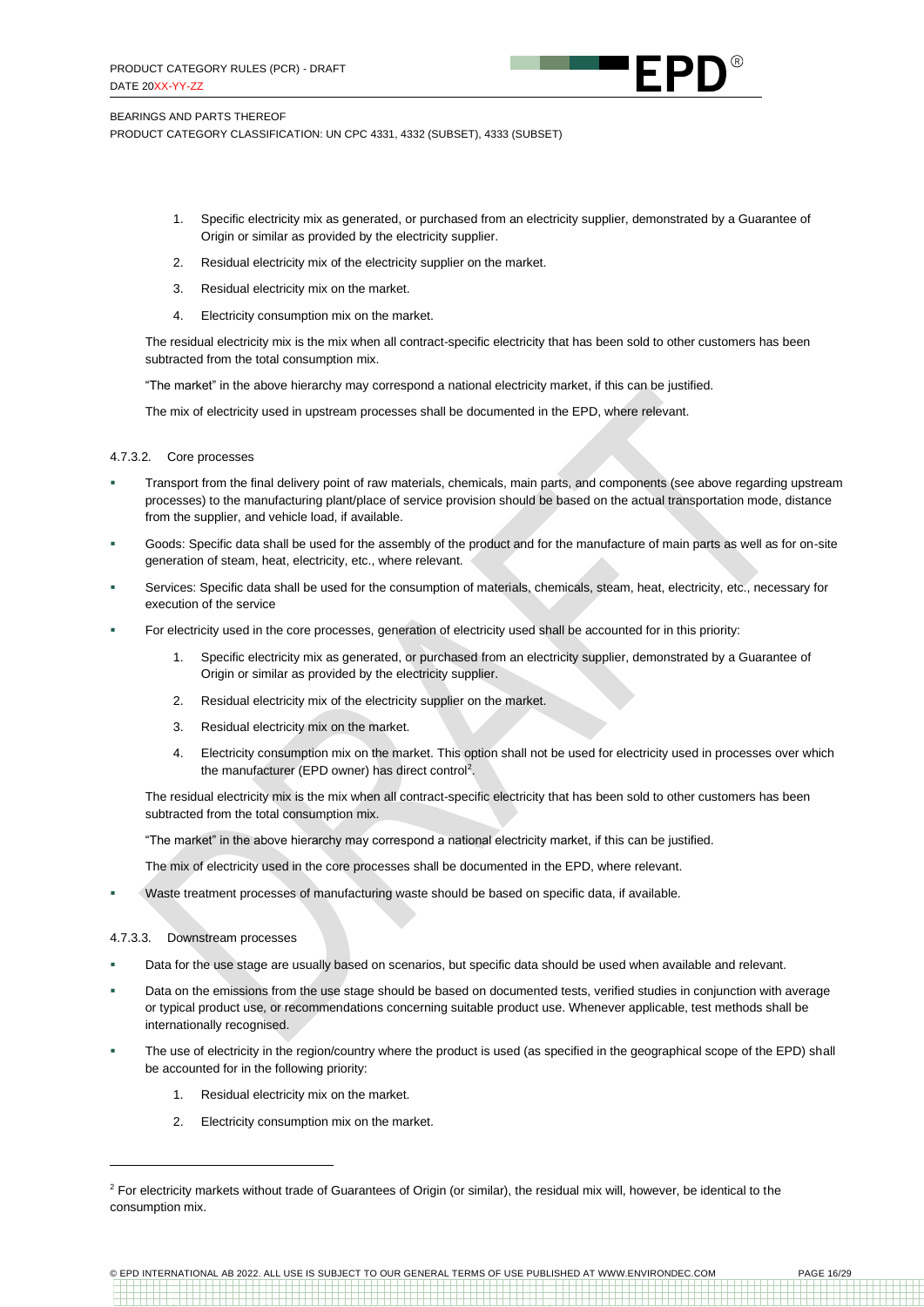1. Specific electricity mix as generated, or purchased from an electricity supplier, demonstrated by a Guarantee of Origin or similar as provided by the electricity supplier.
2. Residual electricity mix of the electricity supplier on the market.
3. Residual electricity mix on the market.
4. Electricity consumption mix on the market.

The residual electricity mix is the mix when all contract-specific electricity that has been sold to other customers has been subtracted from the total consumption mix.

"The market" in the above hierarchy may correspond a national electricity market, if this can be justified.

The mix of electricity used in upstream processes shall be documented in the EPD, where relevant.

#### 4.7.3.2. Core processes

- Transport from the final delivery point of raw materials, chemicals, main parts, and components (see above regarding upstream processes) to the manufacturing plant/place of service provision should be based on the actual transportation mode, distance from the supplier, and vehicle load, if available.
- Goods: Specific data shall be used for the assembly of the product and for the manufacture of main parts as well as for on-site generation of steam, heat, electricity, etc., where relevant.
- Services: Specific data shall be used for the consumption of materials, chemicals, steam, heat, electricity, etc., necessary for execution of the service
- For electricity used in the core processes, generation of electricity used shall be accounted for in this priority:
  1. Specific electricity mix as generated, or purchased from an electricity supplier, demonstrated by a Guarantee of Origin or similar as provided by the electricity supplier.
  2. Residual electricity mix of the electricity supplier on the market.
  3. Residual electricity mix on the market.
  4. Electricity consumption mix on the market. This option shall not be used for electricity used in processes over which the manufacturer (EPD owner) has direct control[2].

  The residual electricity mix is the mix when all contract-specific electricity that has been sold to other customers has been subtracted from the total consumption mix.

  "The market" in the above hierarchy may correspond a national electricity market, if this can be justified.

  The mix of electricity used in the core processes shall be documented in the EPD, where relevant.
- Waste treatment processes of manufacturing waste should be based on specific data, if available.

#### 4.7.3.3. Downstream processes

- Data for the use stage are usually based on scenarios, but specific data should be used when available and relevant.
- Data on the emissions from the use stage should be based on documented tests, verified studies in conjunction with average or typical product use, or recommendations concerning suitable product use. Whenever applicable, test methods shall be internationally recognised.
- The use of electricity in the region/country where the product is used (as specified in the geographical scope of the EPD) shall be accounted for in the following priority:
  1. Residual electricity mix on the market.
  2. Electricity consumption mix on the market.

---

[2] For electricity markets without trade of Guarantees of Origin (or similar), the residual mix will, however, be identical to the consumption mix.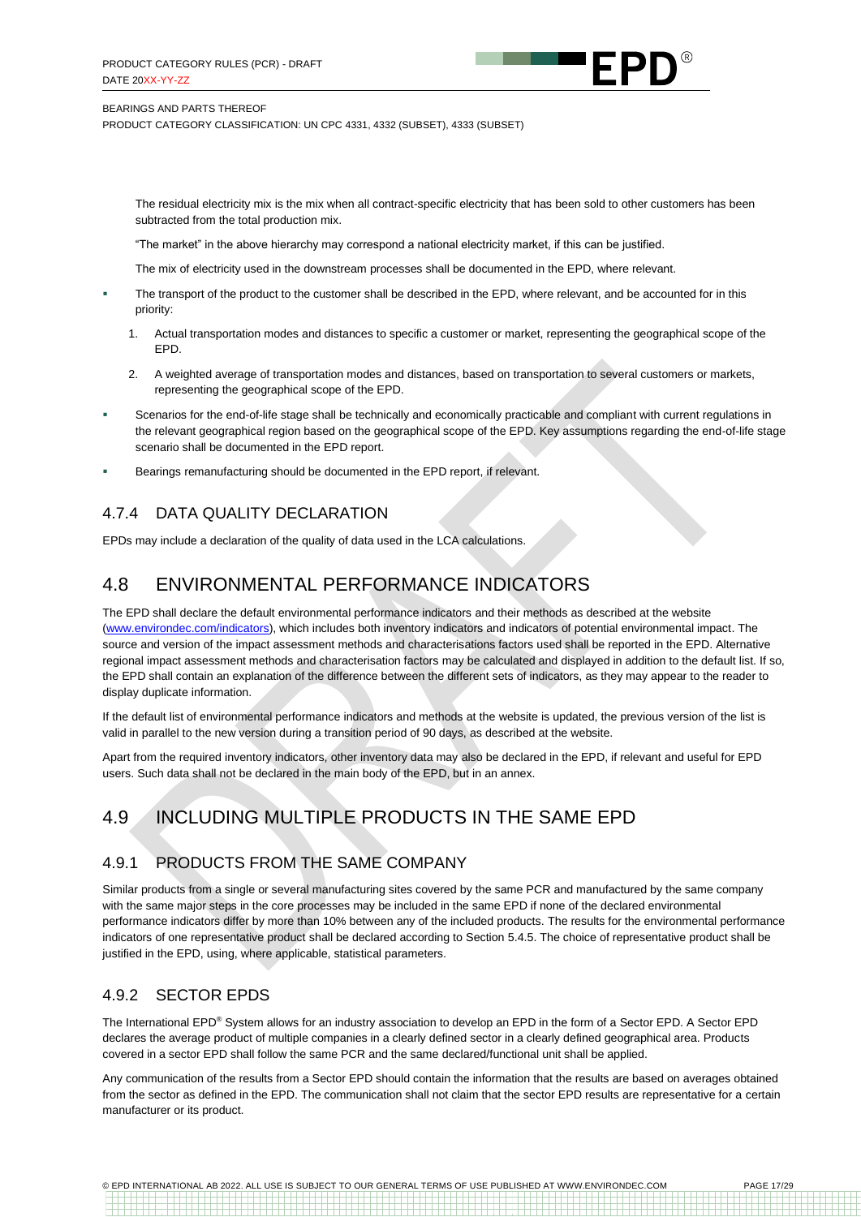The residual electricity mix is the mix when all contract-specific electricity that has been sold to other customers has been subtracted from the total production mix.

"The market" in the above hierarchy may correspond a national electricity market, if this can be justified.

The mix of electricity used in the downstream processes shall be documented in the EPD, where relevant.

- The transport of the product to the customer shall be described in the EPD, where relevant, and be accounted for in this priority:
  1. Actual transportation modes and distances to specific a customer or market, representing the geographical scope of the EPD.
  2. A weighted average of transportation modes and distances, based on transportation to several customers or markets, representing the geographical scope of the EPD.
- Scenarios for the end-of-life stage shall be technically and economically practicable and compliant with current regulations in the relevant geographical region based on the geographical scope of the EPD. Key assumptions regarding the end-of-life stage scenario shall be documented in the EPD report.
- Bearings remanufacturing should be documented in the EPD report, if relevant.

### 4.7.4 DATA QUALITY DECLARATION

EPDs may include a declaration of the quality of data used in the LCA calculations.

## 4.8 ENVIRONMENTAL PERFORMANCE INDICATORS

The EPD shall declare the default environmental performance indicators and their methods as described at the website (www.environdec.com/indicators), which includes both inventory indicators and indicators of potential environmental impact. The source and version of the impact assessment methods and characterisations factors used shall be reported in the EPD. Alternative regional impact assessment methods and characterisation factors may be calculated and displayed in addition to the default list. If so, the EPD shall contain an explanation of the difference between the different sets of indicators, as they may appear to the reader to display duplicate information.

If the default list of environmental performance indicators and methods at the website is updated, the previous version of the list is valid in parallel to the new version during a transition period of 90 days, as described at the website.

Apart from the required inventory indicators, other inventory data may also be declared in the EPD, if relevant and useful for EPD users. Such data shall not be declared in the main body of the EPD, but in an annex.

## 4.9 INCLUDING MULTIPLE PRODUCTS IN THE SAME EPD

### 4.9.1 PRODUCTS FROM THE SAME COMPANY

Similar products from a single or several manufacturing sites covered by the same PCR and manufactured by the same company with the same major steps in the core processes may be included in the same EPD if none of the declared environmental performance indicators differ by more than 10% between any of the included products. The results for the environmental performance indicators of one representative product shall be declared according to Section 5.4.5. The choice of representative product shall be justified in the EPD, using, where applicable, statistical parameters.

### 4.9.2 SECTOR EPDS

The International EPD® System allows for an industry association to develop an EPD in the form of a Sector EPD. A Sector EPD declares the average product of multiple companies in a clearly defined sector in a clearly defined geographical area. Products covered in a sector EPD shall follow the same PCR and the same declared/functional unit shall be applied.

Any communication of the results from a Sector EPD should contain the information that the results are based on averages obtained from the sector as defined in the EPD. The communication shall not claim that the sector EPD results are representative for a certain manufacturer or its product.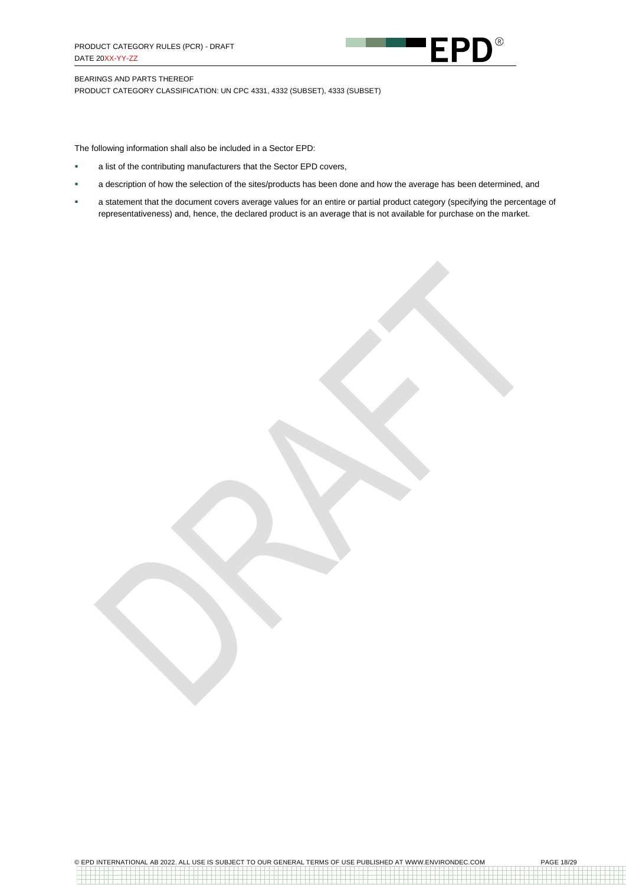The following information shall also be included in a Sector EPD:

- a list of the contributing manufacturers that the Sector EPD covers,
- a description of how the selection of the sites/products has been done and how the average has been determined, and
- a statement that the document covers average values for an entire or partial product category (specifying the percentage of representativeness) and, hence, the declared product is an average that is not available for purchase on the market.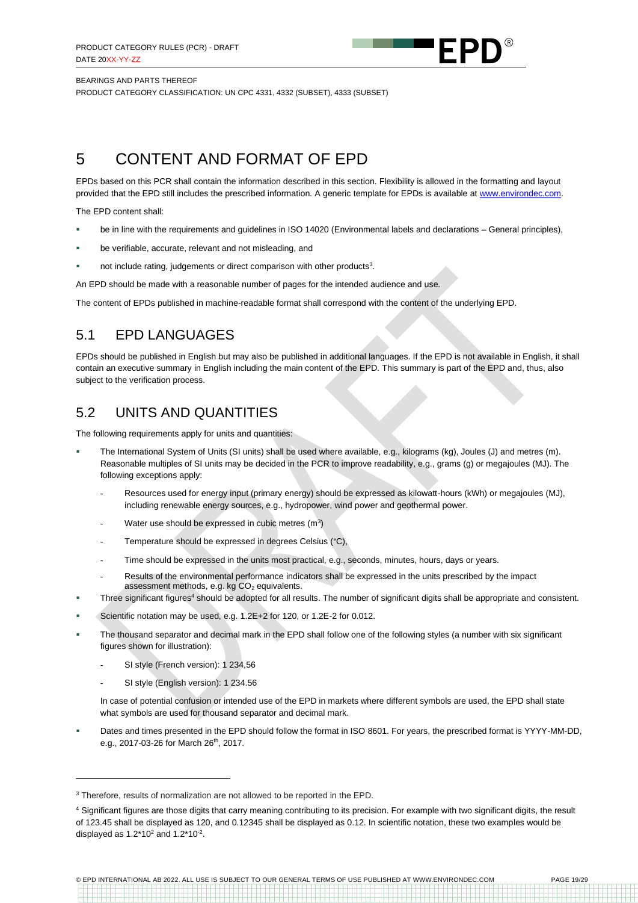# 5 CONTENT AND FORMAT OF EPD

EPDs based on this PCR shall contain the information described in this section. Flexibility is allowed in the formatting and layout provided that the EPD still includes the prescribed information. A generic template for EPDs is available at www.environdec.com.

The EPD content shall:

- be in line with the requirements and guidelines in ISO 14020 (Environmental labels and declarations – General principles),
- be verifiable, accurate, relevant and not misleading, and
- not include rating, judgements or direct comparison with other products[3].

An EPD should be made with a reasonable number of pages for the intended audience and use.

The content of EPDs published in machine-readable format shall correspond with the content of the underlying EPD.

## 5.1 EPD LANGUAGES

EPDs should be published in English but may also be published in additional languages. If the EPD is not available in English, it shall contain an executive summary in English including the main content of the EPD. This summary is part of the EPD and, thus, also subject to the verification process.

## 5.2 UNITS AND QUANTITIES

The following requirements apply for units and quantities:

- The International System of Units (SI units) shall be used where available, e.g., kilograms (kg), Joules (J) and metres (m). Reasonable multiples of SI units may be decided in the PCR to improve readability, e.g., grams (g) or megajoules (MJ). The following exceptions apply:
  - Resources used for energy input (primary energy) should be expressed as kilowatt-hours (kWh) or megajoules (MJ), including renewable energy sources, e.g., hydropower, wind power and geothermal power.
  - Water use should be expressed in cubic metres ($m^3$)
  - Temperature should be expressed in degrees Celsius (°C),
  - Time should be expressed in the units most practical, e.g., seconds, minutes, hours, days or years.
  - Results of the environmental performance indicators shall be expressed in the units prescribed by the impact assessment methods, e.g. kg $CO_2$ equivalents.
- Three significant figures[4] should be adopted for all results. The number of significant digits shall be appropriate and consistent.
- Scientific notation may be used, e.g. 1.2E+2 for 120, or 1.2E-2 for 0.012.
- The thousand separator and decimal mark in the EPD shall follow one of the following styles (a number with six significant figures shown for illustration):
  - SI style (French version): 1 234,56
  - SI style (English version): 1 234.56

  In case of potential confusion or intended use of the EPD in markets where different symbols are used, the EPD shall state what symbols are used for thousand separator and decimal mark.
- Dates and times presented in the EPD should follow the format in ISO 8601. For years, the prescribed format is YYYY-MM-DD, e.g., 2017-03-26 for March 26th, 2017.

---

[3] Therefore, results of normalization are not allowed to be reported in the EPD.

[4] Significant figures are those digits that carry meaning contributing to its precision. For example with two significant digits, the result of 123.45 shall be displayed as 120, and 0.12345 shall be displayed as 0.12. In scientific notation, these two examples would be displayed as $1.2*10^2$ and $1.2*10^{-2}$.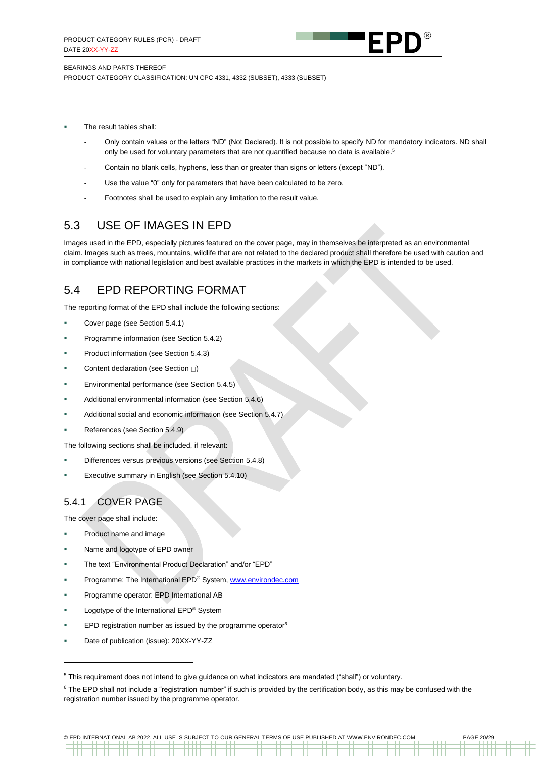- The result tables shall:
  - Only contain values or the letters "ND" (Not Declared). It is not possible to specify ND for mandatory indicators. ND shall only be used for voluntary parameters that are not quantified because no data is available.[5]
  - Contain no blank cells, hyphens, less than or greater than signs or letters (except "ND").
  - Use the value "0" only for parameters that have been calculated to be zero.
  - Footnotes shall be used to explain any limitation to the result value.

## 5.3 USE OF IMAGES IN EPD

Images used in the EPD, especially pictures featured on the cover page, may in themselves be interpreted as an environmental claim. Images such as trees, mountains, wildlife that are not related to the declared product shall therefore be used with caution and in compliance with national legislation and best available practices in the markets in which the EPD is intended to be used.

## 5.4 EPD REPORTING FORMAT

The reporting format of the EPD shall include the following sections:

- Cover page (see Section 5.4.1)
- Programme information (see Section 5.4.2)
- Product information (see Section 5.4.3)
- Content declaration (see Section □)
- Environmental performance (see Section 5.4.5)
- Additional environmental information (see Section 5.4.6)
- Additional social and economic information (see Section 5.4.7)
- References (see Section 5.4.9)

The following sections shall be included, if relevant:

- Differences versus previous versions (see Section 5.4.8)
- Executive summary in English (see Section 5.4.10)

### 5.4.1 COVER PAGE

The cover page shall include:

- Product name and image
- Name and logotype of EPD owner
- The text "Environmental Product Declaration" and/or "EPD"
- Programme: The International EPD® System, www.environdec.com
- Programme operator: EPD International AB
- Logotype of the International EPD® System
- EPD registration number as issued by the programme operator[6]
- Date of publication (issue): 20XX-YY-ZZ

---

[5] This requirement does not intend to give guidance on what indicators are mandated ("shall") or voluntary.

[6] The EPD shall not include a "registration number" if such is provided by the certification body, as this may be confused with the registration number issued by the programme operator.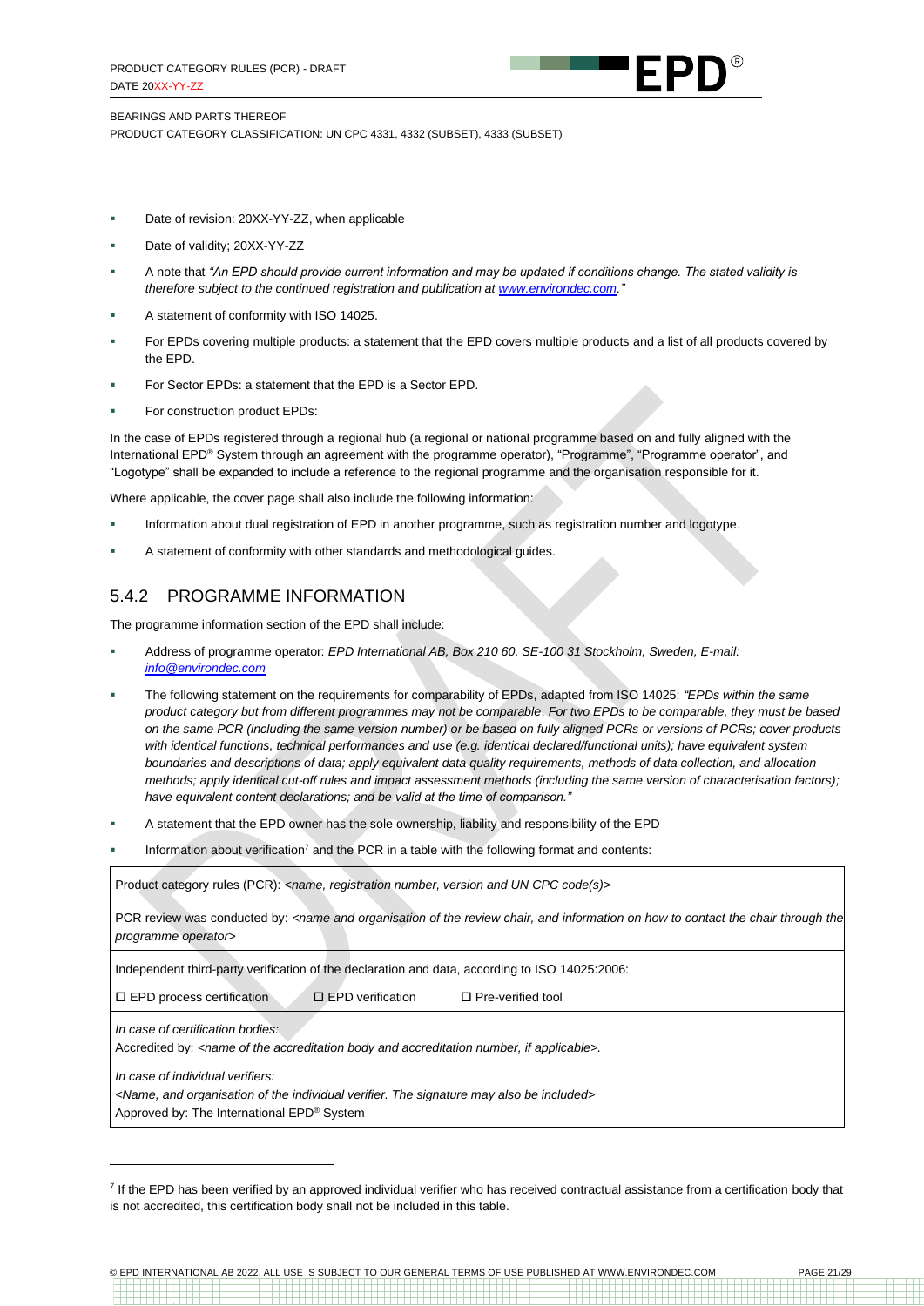- Date of revision: 20XX-YY-ZZ, when applicable
- Date of validity; 20XX-YY-ZZ
- A note that *"An EPD should provide current information and may be updated if conditions change. The stated validity is therefore subject to the continued registration and publication at [www.environdec.com](http://www.environdec.com)."*
- A statement of conformity with ISO 14025.
- For EPDs covering multiple products: a statement that the EPD covers multiple products and a list of all products covered by the EPD.
- For Sector EPDs: a statement that the EPD is a Sector EPD.
- For construction product EPDs:

In the case of EPDs registered through a regional hub (a regional or national programme based on and fully aligned with the International EPD® System through an agreement with the programme operator), "Programme", "Programme operator", and "Logotype" shall be expanded to include a reference to the regional programme and the organisation responsible for it.

Where applicable, the cover page shall also include the following information:

- Information about dual registration of EPD in another programme, such as registration number and logotype.
- A statement of conformity with other standards and methodological guides.

### 5.4.2 PROGRAMME INFORMATION

The programme information section of the EPD shall include:

- Address of programme operator: *EPD International AB, Box 210 60, SE-100 31 Stockholm, Sweden, E-mail: [info@environdec.com](mailto:info@environdec.com)*
- The following statement on the requirements for comparability of EPDs, adapted from ISO 14025: *"EPDs within the same product category but from different programmes may not be comparable. For two EPDs to be comparable, they must be based on the same PCR (including the same version number) or be based on fully aligned PCRs or versions of PCRs; cover products with identical functions, technical performances and use (e.g. identical declared/functional units); have equivalent system boundaries and descriptions of data; apply equivalent data quality requirements, methods of data collection, and allocation methods; apply identical cut-off rules and impact assessment methods (including the same version of characterisation factors); have equivalent content declarations; and be valid at the time of comparison."*
- A statement that the EPD owner has the sole ownership, liability and responsibility of the EPD
- Information about verification[7] and the PCR in a table with the following format and contents:

| Product category rules (PCR): <*name, registration number, version and UN CPC code(s)*> |
|---|
| PCR review was conducted by: <*name and organisation of the review chair, and information on how to contact the chair through the programme operator*> |
| Independent third-party verification of the declaration and data, according to ISO 14025:2006:<br>☐ EPD process certification ☐ EPD verification ☐ Pre-verified tool |
| *In case of certification bodies:*<br>Accredited by: <*name of the accreditation body and accreditation number, if applicable*>.<br>*In case of individual verifiers:*<br><*Name, and organisation of the individual verifier. The signature may also be included*><br>Approved by: The International EPD® System |

[7] If the EPD has been verified by an approved individual verifier who has received contractual assistance from a certification body that is not accredited, this certification body shall not be included in this table.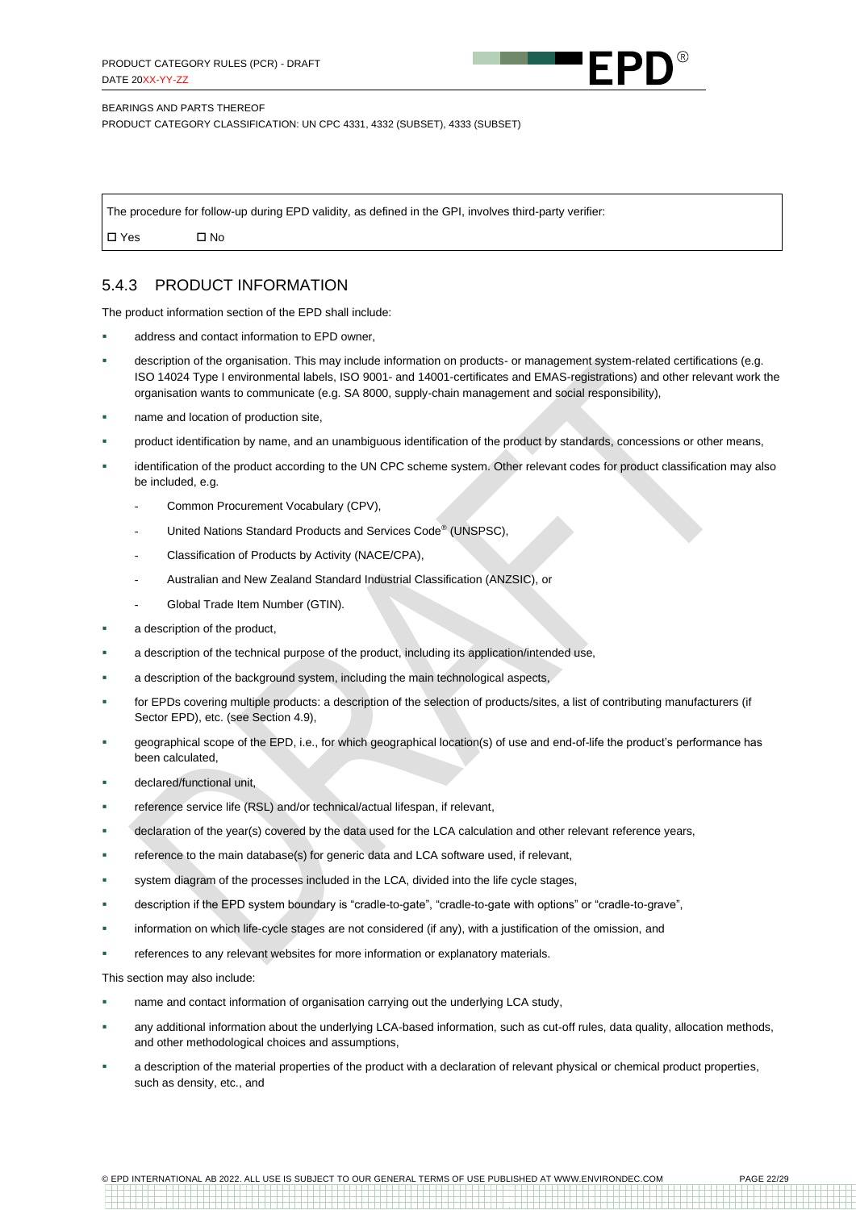The procedure for follow-up during EPD validity, as defined in the GPI, involves third-party verifier:

☐ Yes ☐ No

### 5.4.3 PRODUCT INFORMATION

The product information section of the EPD shall include:

- address and contact information to EPD owner,
- description of the organisation. This may include information on products- or management system-related certifications (e.g. ISO 14024 Type I environmental labels, ISO 9001- and 14001-certificates and EMAS-registrations) and other relevant work the organisation wants to communicate (e.g. SA 8000, supply-chain management and social responsibility),
- name and location of production site,
- product identification by name, and an unambiguous identification of the product by standards, concessions or other means,
- identification of the product according to the UN CPC scheme system. Other relevant codes for product classification may also be included, e.g.
  - Common Procurement Vocabulary (CPV),
  - United Nations Standard Products and Services Code® (UNSPSC),
  - Classification of Products by Activity (NACE/CPA),
  - Australian and New Zealand Standard Industrial Classification (ANZSIC), or
  - Global Trade Item Number (GTIN).
- a description of the product,
- a description of the technical purpose of the product, including its application/intended use,
- a description of the background system, including the main technological aspects,
- for EPDs covering multiple products: a description of the selection of products/sites, a list of contributing manufacturers (if Sector EPD), etc. (see Section 4.9),
- geographical scope of the EPD, i.e., for which geographical location(s) of use and end-of-life the product's performance has been calculated,
- declared/functional unit,
- reference service life (RSL) and/or technical/actual lifespan, if relevant,
- declaration of the year(s) covered by the data used for the LCA calculation and other relevant reference years,
- reference to the main database(s) for generic data and LCA software used, if relevant,
- system diagram of the processes included in the LCA, divided into the life cycle stages,
- description if the EPD system boundary is "cradle-to-gate", "cradle-to-gate with options" or "cradle-to-grave",
- information on which life-cycle stages are not considered (if any), with a justification of the omission, and
- references to any relevant websites for more information or explanatory materials.

This section may also include:

- name and contact information of organisation carrying out the underlying LCA study,
- any additional information about the underlying LCA-based information, such as cut-off rules, data quality, allocation methods, and other methodological choices and assumptions,
- a description of the material properties of the product with a declaration of relevant physical or chemical product properties, such as density, etc., and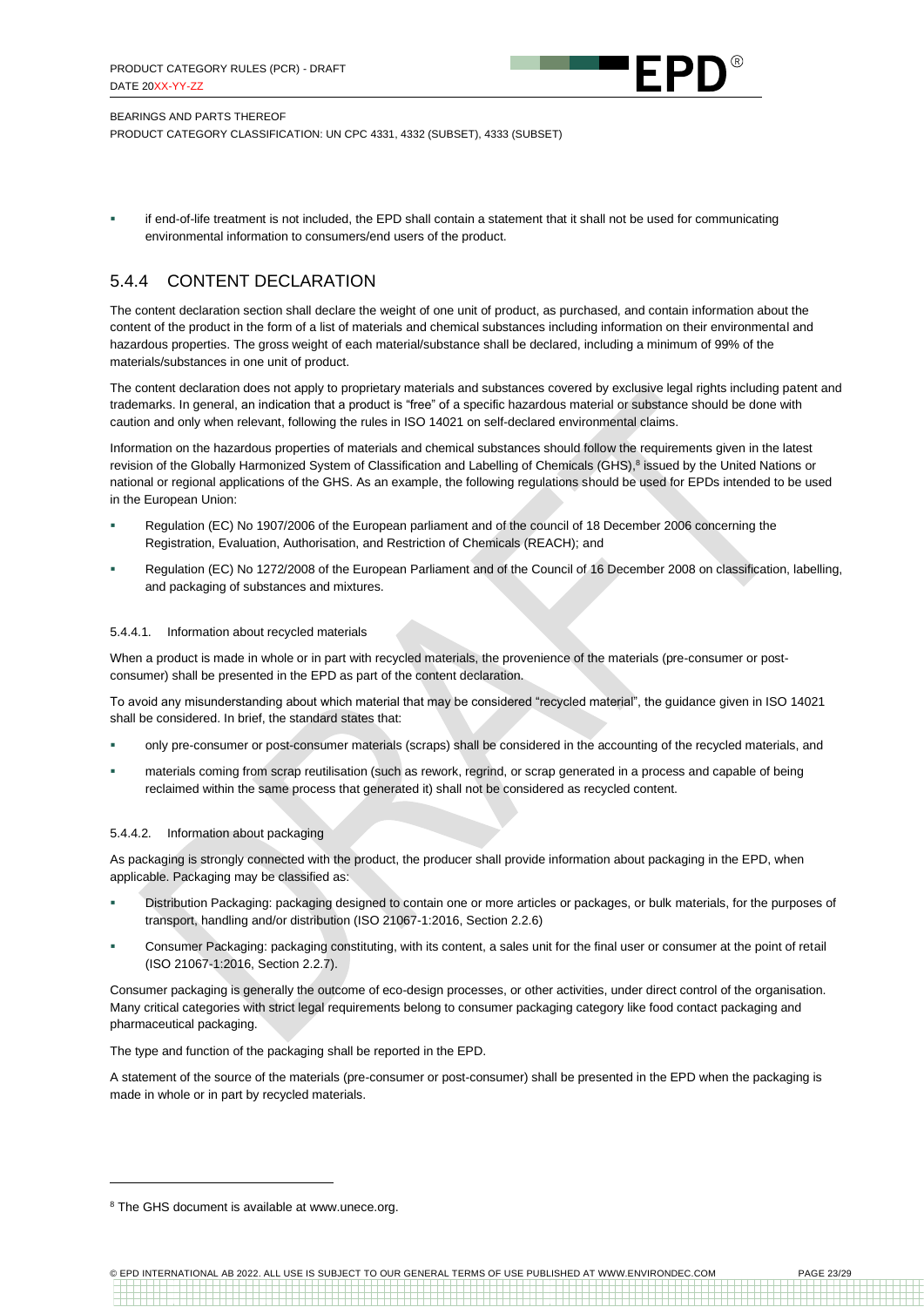- if end-of-life treatment is not included, the EPD shall contain a statement that it shall not be used for communicating environmental information to consumers/end users of the product.

### 5.4.4 CONTENT DECLARATION

The content declaration section shall declare the weight of one unit of product, as purchased, and contain information about the content of the product in the form of a list of materials and chemical substances including information on their environmental and hazardous properties. The gross weight of each material/substance shall be declared, including a minimum of 99% of the materials/substances in one unit of product.

The content declaration does not apply to proprietary materials and substances covered by exclusive legal rights including patent and trademarks. In general, an indication that a product is "free" of a specific hazardous material or substance should be done with caution and only when relevant, following the rules in ISO 14021 on self-declared environmental claims.

Information on the hazardous properties of materials and chemical substances should follow the requirements given in the latest revision of the Globally Harmonized System of Classification and Labelling of Chemicals (GHS),[8] issued by the United Nations or national or regional applications of the GHS. As an example, the following regulations should be used for EPDs intended to be used in the European Union:

- Regulation (EC) No 1907/2006 of the European parliament and of the council of 18 December 2006 concerning the Registration, Evaluation, Authorisation, and Restriction of Chemicals (REACH); and
- Regulation (EC) No 1272/2008 of the European Parliament and of the Council of 16 December 2008 on classification, labelling, and packaging of substances and mixtures.

#### 5.4.4.1. Information about recycled materials

When a product is made in whole or in part with recycled materials, the provenience of the materials (pre-consumer or post-consumer) shall be presented in the EPD as part of the content declaration.

To avoid any misunderstanding about which material that may be considered "recycled material", the guidance given in ISO 14021 shall be considered. In brief, the standard states that:

- only pre-consumer or post-consumer materials (scraps) shall be considered in the accounting of the recycled materials, and
- materials coming from scrap reutilisation (such as rework, regrind, or scrap generated in a process and capable of being reclaimed within the same process that generated it) shall not be considered as recycled content.

#### 5.4.4.2. Information about packaging

As packaging is strongly connected with the product, the producer shall provide information about packaging in the EPD, when applicable. Packaging may be classified as:

- Distribution Packaging: packaging designed to contain one or more articles or packages, or bulk materials, for the purposes of transport, handling and/or distribution (ISO 21067-1:2016, Section 2.2.6)
- Consumer Packaging: packaging constituting, with its content, a sales unit for the final user or consumer at the point of retail (ISO 21067-1:2016, Section 2.2.7).

Consumer packaging is generally the outcome of eco-design processes, or other activities, under direct control of the organisation. Many critical categories with strict legal requirements belong to consumer packaging category like food contact packaging and pharmaceutical packaging.

The type and function of the packaging shall be reported in the EPD.

A statement of the source of the materials (pre-consumer or post-consumer) shall be presented in the EPD when the packaging is made in whole or in part by recycled materials.

---

[8] The GHS document is available at www.unece.org.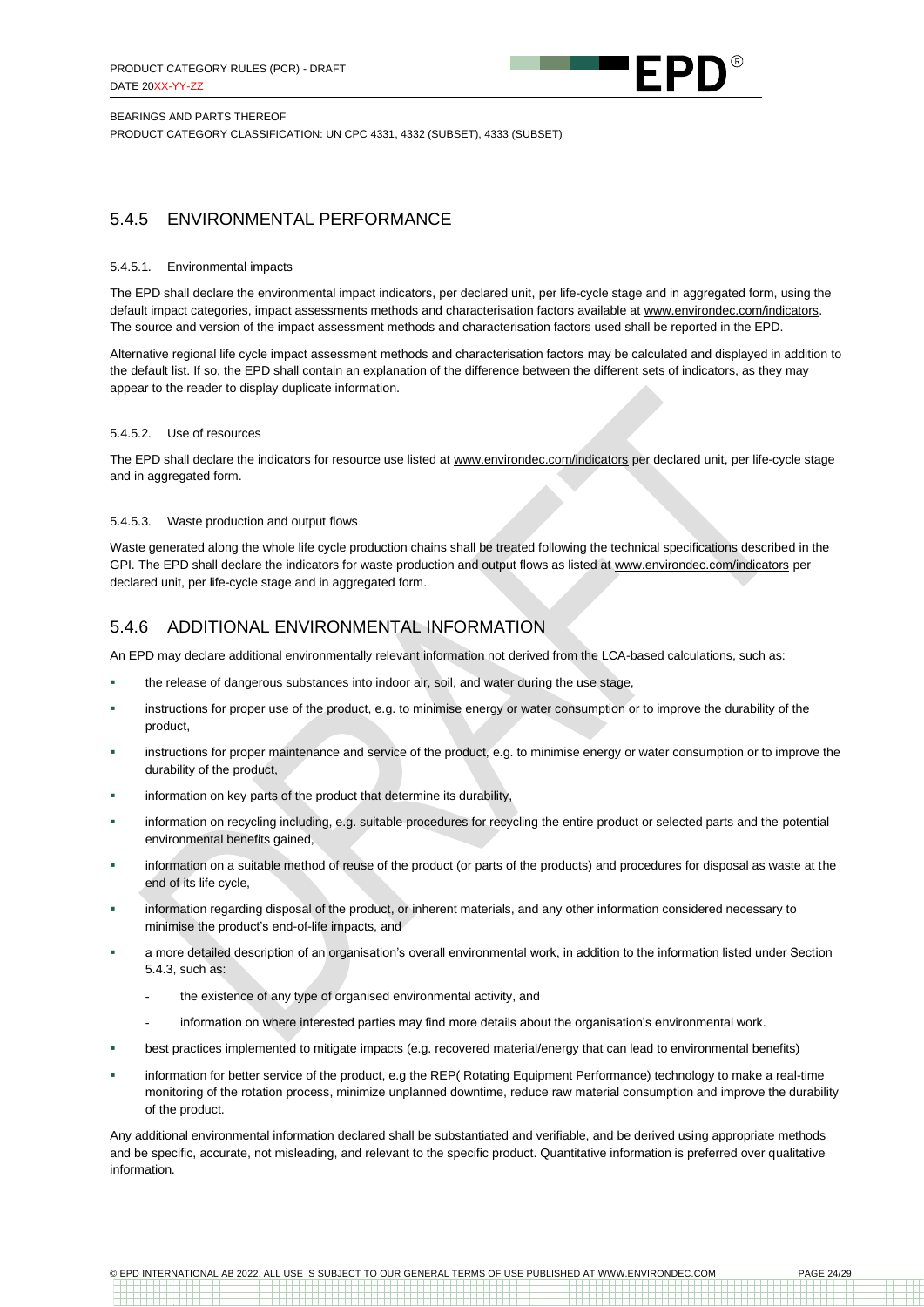## 5.4.5 ENVIRONMENTAL PERFORMANCE

### 5.4.5.1. Environmental impacts

The EPD shall declare the environmental impact indicators, per declared unit, per life-cycle stage and in aggregated form, using the default impact categories, impact assessments methods and characterisation factors available at www.environdec.com/indicators. The source and version of the impact assessment methods and characterisation factors used shall be reported in the EPD.

Alternative regional life cycle impact assessment methods and characterisation factors may be calculated and displayed in addition to the default list. If so, the EPD shall contain an explanation of the difference between the different sets of indicators, as they may appear to the reader to display duplicate information.

### 5.4.5.2. Use of resources

The EPD shall declare the indicators for resource use listed at www.environdec.com/indicators per declared unit, per life-cycle stage and in aggregated form.

### 5.4.5.3. Waste production and output flows

Waste generated along the whole life cycle production chains shall be treated following the technical specifications described in the GPI. The EPD shall declare the indicators for waste production and output flows as listed at www.environdec.com/indicators per declared unit, per life-cycle stage and in aggregated form.

## 5.4.6 ADDITIONAL ENVIRONMENTAL INFORMATION

An EPD may declare additional environmentally relevant information not derived from the LCA-based calculations, such as:

- the release of dangerous substances into indoor air, soil, and water during the use stage,
- instructions for proper use of the product, e.g. to minimise energy or water consumption or to improve the durability of the product,
- instructions for proper maintenance and service of the product, e.g. to minimise energy or water consumption or to improve the durability of the product,
- information on key parts of the product that determine its durability,
- information on recycling including, e.g. suitable procedures for recycling the entire product or selected parts and the potential environmental benefits gained,
- information on a suitable method of reuse of the product (or parts of the products) and procedures for disposal as waste at the end of its life cycle,
- information regarding disposal of the product, or inherent materials, and any other information considered necessary to minimise the product's end-of-life impacts, and
- a more detailed description of an organisation's overall environmental work, in addition to the information listed under Section 5.4.3, such as:
  - the existence of any type of organised environmental activity, and
  - information on where interested parties may find more details about the organisation's environmental work.
- best practices implemented to mitigate impacts (e.g. recovered material/energy that can lead to environmental benefits)
- information for better service of the product, e.g the REP( Rotating Equipment Performance) technology to make a real-time monitoring of the rotation process, minimize unplanned downtime, reduce raw material consumption and improve the durability of the product.

Any additional environmental information declared shall be substantiated and verifiable, and be derived using appropriate methods and be specific, accurate, not misleading, and relevant to the specific product. Quantitative information is preferred over qualitative information.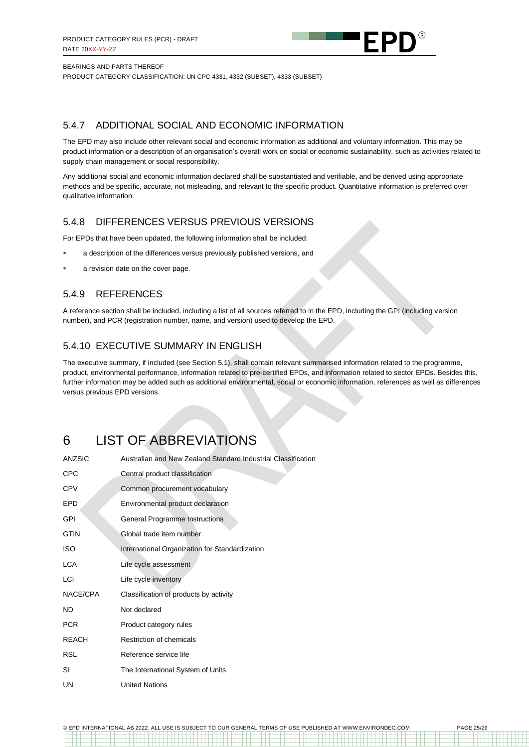### 5.4.7 ADDITIONAL SOCIAL AND ECONOMIC INFORMATION

The EPD may also include other relevant social and economic information as additional and voluntary information. This may be product information or a description of an organisation's overall work on social or economic sustainability, such as activities related to supply chain management or social responsibility.

Any additional social and economic information declared shall be substantiated and verifiable, and be derived using appropriate methods and be specific, accurate, not misleading, and relevant to the specific product. Quantitative information is preferred over qualitative information.

### 5.4.8 DIFFERENCES VERSUS PREVIOUS VERSIONS

For EPDs that have been updated, the following information shall be included:

- a description of the differences versus previously published versions, and
- a revision date on the cover page.

### 5.4.9 REFERENCES

A reference section shall be included, including a list of all sources referred to in the EPD, including the GPI (including version number), and PCR (registration number, name, and version) used to develop the EPD.

### 5.4.10 EXECUTIVE SUMMARY IN ENGLISH

The executive summary, if included (see Section 5.1), shall contain relevant summarised information related to the programme, product, environmental performance, information related to pre-certified EPDs, and information related to sector EPDs. Besides this, further information may be added such as additional environmental, social or economic information, references as well as differences versus previous EPD versions.

# 6 LIST OF ABBREVIATIONS

| | |
|---|---|
| ANZSIC | Australian and New Zealand Standard Industrial Classification |
| CPC | Central product classification |
| CPV | Common procurement vocabulary |
| EPD | Environmental product declaration |
| GPI | General Programme Instructions |
| GTIN | Global trade item number |
| ISO | International Organization for Standardization |
| LCA | Life cycle assessment |
| LCI | Life cycle inventory |
| NACE/CPA | Classification of products by activity |
| ND | Not declared |
| PCR | Product category rules |
| REACH | Restriction of chemicals |
| RSL | Reference service life |
| SI | The International System of Units |
| UN | United Nations |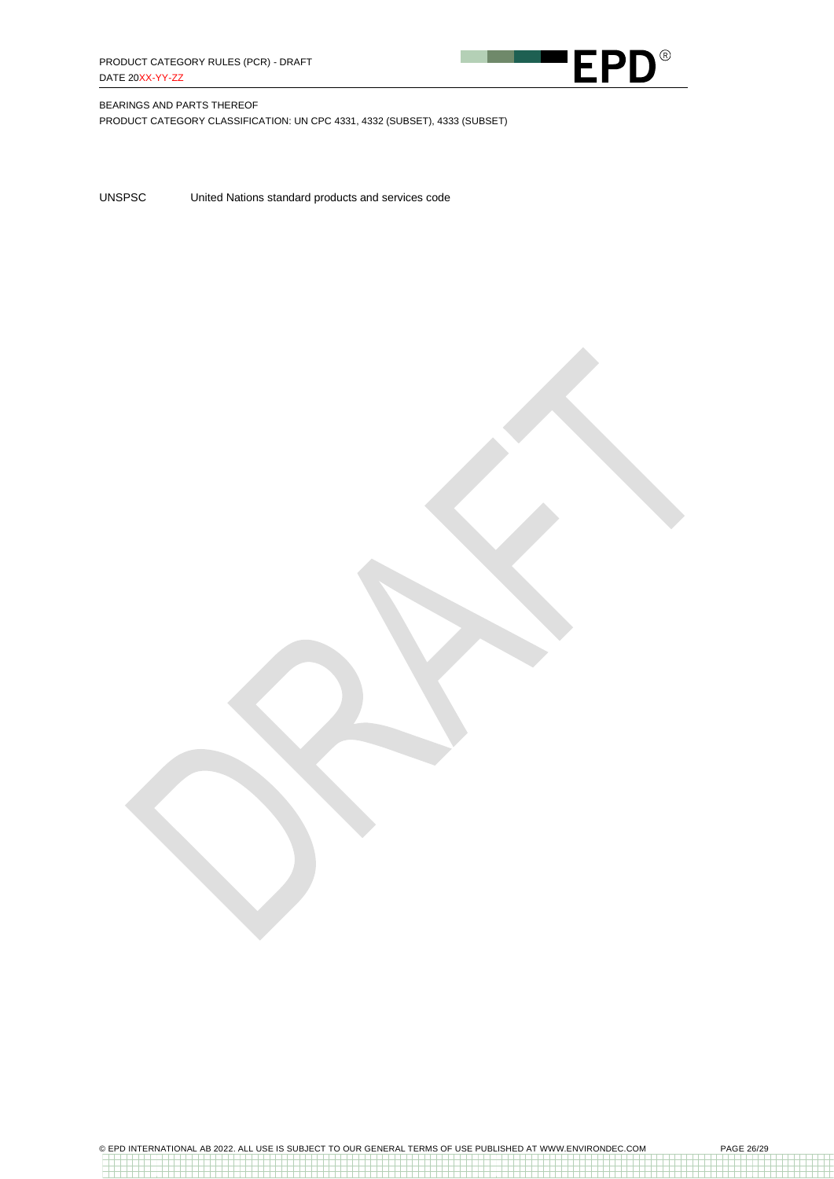UNSPSC United Nations standard products and services code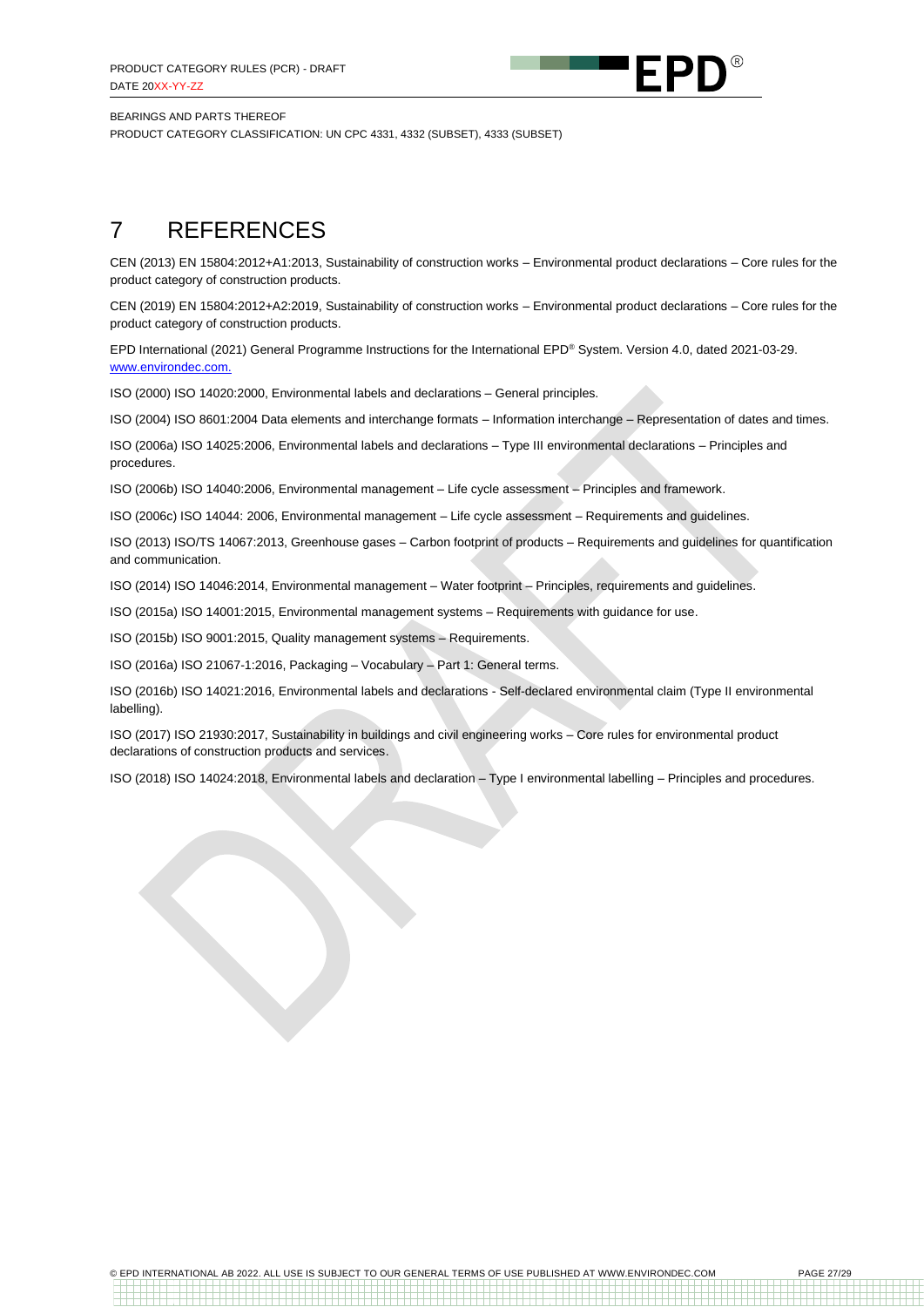# 7 REFERENCES

CEN (2013) EN 15804:2012+A1:2013, Sustainability of construction works – Environmental product declarations – Core rules for the product category of construction products.

CEN (2019) EN 15804:2012+A2:2019, Sustainability of construction works – Environmental product declarations – Core rules for the product category of construction products.

EPD International (2021) General Programme Instructions for the International EPD® System. Version 4.0, dated 2021-03-29. www.environdec.com.

ISO (2000) ISO 14020:2000, Environmental labels and declarations – General principles.

ISO (2004) ISO 8601:2004 Data elements and interchange formats – Information interchange – Representation of dates and times.

ISO (2006a) ISO 14025:2006, Environmental labels and declarations – Type III environmental declarations – Principles and procedures.

ISO (2006b) ISO 14040:2006, Environmental management – Life cycle assessment – Principles and framework.

ISO (2006c) ISO 14044: 2006, Environmental management – Life cycle assessment – Requirements and guidelines.

ISO (2013) ISO/TS 14067:2013, Greenhouse gases – Carbon footprint of products – Requirements and guidelines for quantification and communication.

ISO (2014) ISO 14046:2014, Environmental management – Water footprint – Principles, requirements and guidelines.

ISO (2015a) ISO 14001:2015, Environmental management systems – Requirements with guidance for use.

ISO (2015b) ISO 9001:2015, Quality management systems – Requirements.

ISO (2016a) ISO 21067-1:2016, Packaging – Vocabulary – Part 1: General terms.

ISO (2016b) ISO 14021:2016, Environmental labels and declarations - Self-declared environmental claim (Type II environmental labelling).

ISO (2017) ISO 21930:2017, Sustainability in buildings and civil engineering works – Core rules for environmental product declarations of construction products and services.

ISO (2018) ISO 14024:2018, Environmental labels and declaration – Type I environmental labelling – Principles and procedures.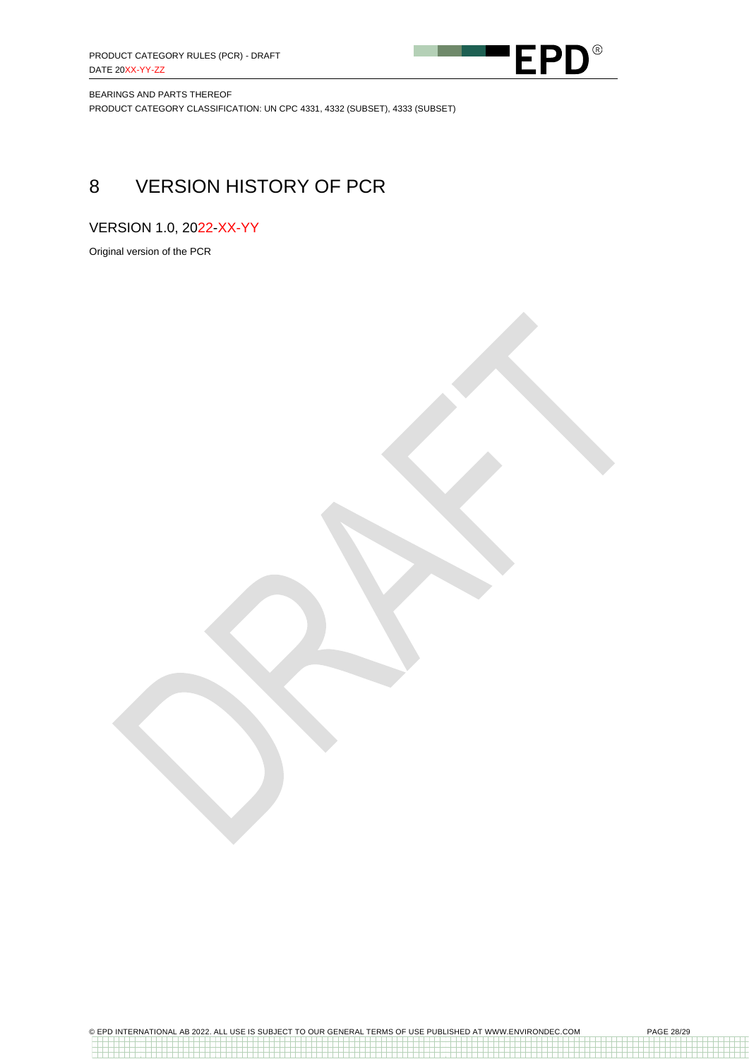# 8 VERSION HISTORY OF PCR

## VERSION 1.0, 2022-XX-YY

Original version of the PCR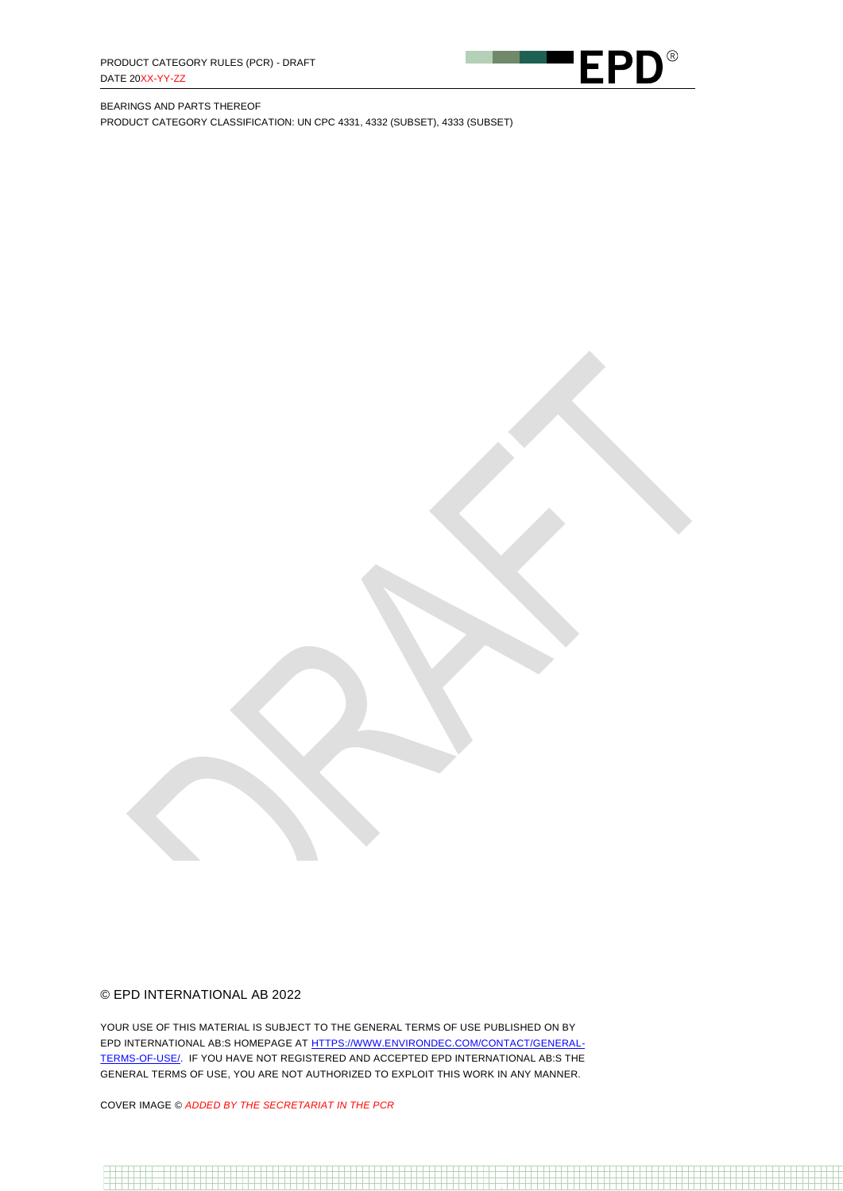PRODUCT CATEGORY RULES (PCR) - DRAFT

DATE 20XX-YY-ZZ

BEARINGS AND PARTS THEREOF

PRODUCT CATEGORY CLASSIFICATION: UN CPC 4331, 4332 (SUBSET), 4333 (SUBSET)

© EPD INTERNATIONAL AB 2022

YOUR USE OF THIS MATERIAL IS SUBJECT TO THE GENERAL TERMS OF USE PUBLISHED ON BY EPD INTERNATIONAL AB:S HOMEPAGE AT [HTTPS://WWW.ENVIRONDEC.COM/CONTACT/GENERAL-TERMS-OF-USE/](https://www.environdec.com/contact/general-terms-of-use/). IF YOU HAVE NOT REGISTERED AND ACCEPTED EPD INTERNATIONAL AB:S THE GENERAL TERMS OF USE, YOU ARE NOT AUTHORIZED TO EXPLOIT THIS WORK IN ANY MANNER.

COVER IMAGE © *ADDED BY THE SECRETARIAT IN THE PCR*